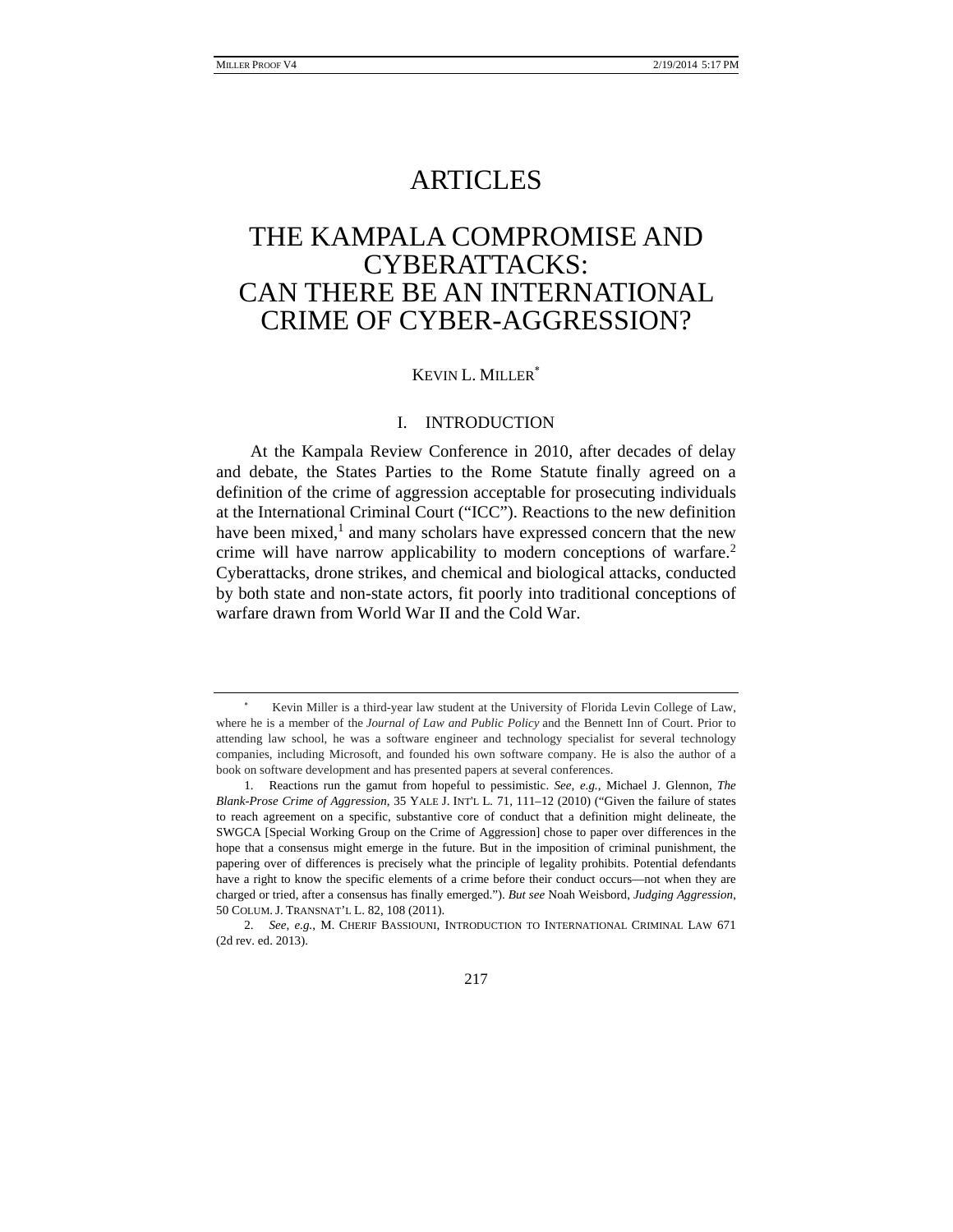# ARTICLES

# THE KAMPALA COMPROMISE AND CYBERATTACKS: CAN THERE BE AN INTERNATIONAL CRIME OF CYBER-AGGRESSION?

KEVIN L. MILLER[*]

## I. INTRODUCTION

At the Kampala Review Conference in 2010, after decades of delay and debate, the States Parties to the Rome Statute finally agreed on a definition of the crime of aggression acceptable for prosecuting individuals at the International Criminal Court ("ICC"). Reactions to the new definition have been mixed,[1] and many scholars have expressed concern that the new crime will have narrow applicability to modern conceptions of warfare.[2] Cyberattacks, drone strikes, and chemical and biological attacks, conducted by both state and non-state actors, fit poorly into traditional conceptions of warfare drawn from World War II and the Cold War.

---

[*] Kevin Miller is a third-year law student at the University of Florida Levin College of Law, where he is a member of the *Journal of Law and Public Policy* and the Bennett Inn of Court. Prior to attending law school, he was a software engineer and technology specialist for several technology companies, including Microsoft, and founded his own software company. He is also the author of a book on software development and has presented papers at several conferences.

1. Reactions run the gamut from hopeful to pessimistic. *See, e.g.*, Michael J. Glennon, *The Blank-Prose Crime of Aggression*, 35 YALE J. INT'L L. 71, 111–12 (2010) ("Given the failure of states to reach agreement on a specific, substantive core of conduct that a definition might delineate, the SWGCA [Special Working Group on the Crime of Aggression] chose to paper over differences in the hope that a consensus might emerge in the future. But in the imposition of criminal punishment, the papering over of differences is precisely what the principle of legality prohibits. Potential defendants have a right to know the specific elements of a crime before their conduct occurs—not when they are charged or tried, after a consensus has finally emerged."). *But see* Noah Weisbord, *Judging Aggression*, 50 COLUM. J. TRANSNAT'L L. 82, 108 (2011).

2. *See, e.g.*, M. CHERIF BASSIOUNI, INTRODUCTION TO INTERNATIONAL CRIMINAL LAW 671 (2d rev. ed. 2013).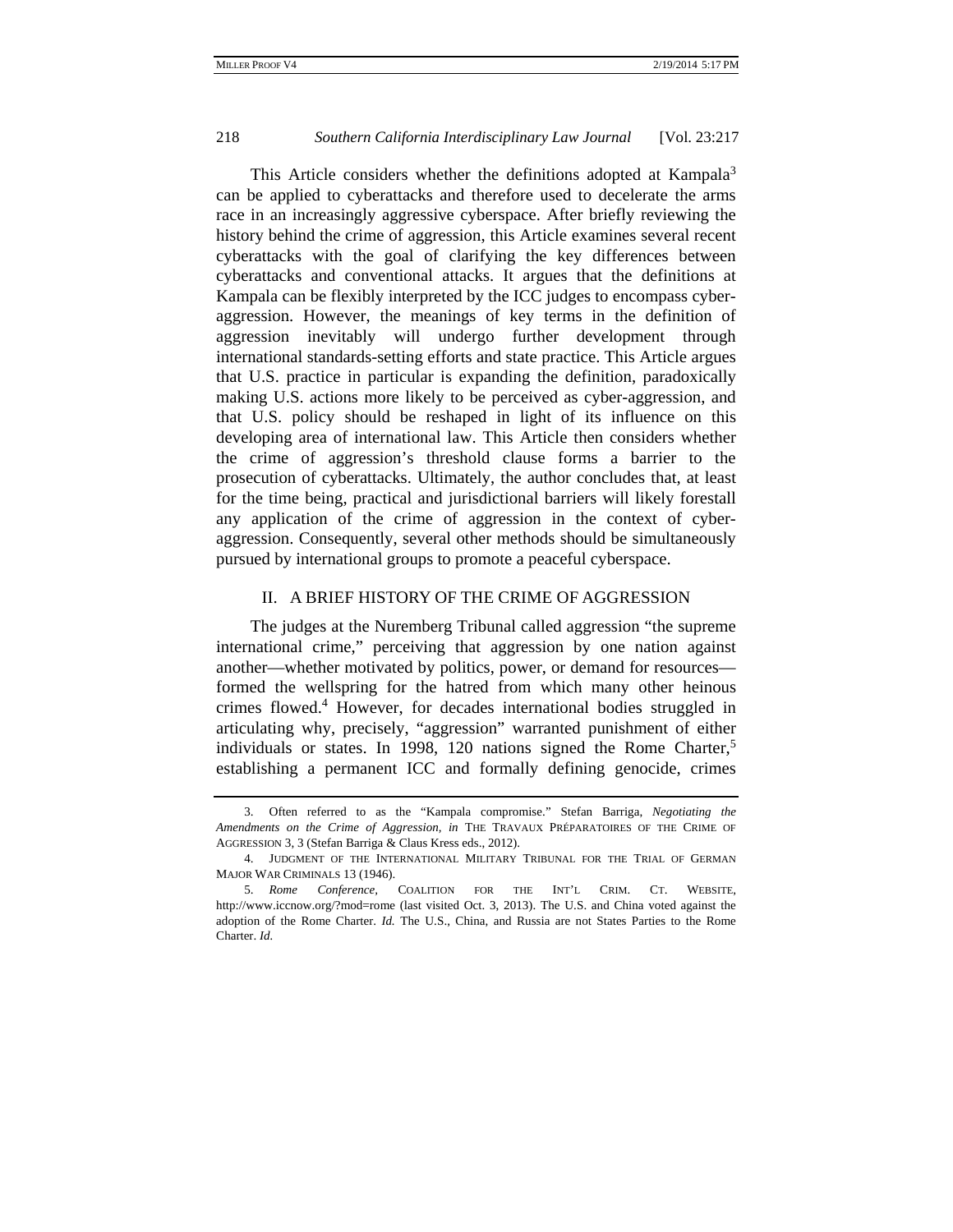This Article considers whether the definitions adopted at Kampala[3] can be applied to cyberattacks and therefore used to decelerate the arms race in an increasingly aggressive cyberspace. After briefly reviewing the history behind the crime of aggression, this Article examines several recent cyberattacks with the goal of clarifying the key differences between cyberattacks and conventional attacks. It argues that the definitions at Kampala can be flexibly interpreted by the ICC judges to encompass cyber-aggression. However, the meanings of key terms in the definition of aggression inevitably will undergo further development through international standards-setting efforts and state practice. This Article argues that U.S. practice in particular is expanding the definition, paradoxically making U.S. actions more likely to be perceived as cyber-aggression, and that U.S. policy should be reshaped in light of its influence on this developing area of international law. This Article then considers whether the crime of aggression's threshold clause forms a barrier to the prosecution of cyberattacks. Ultimately, the author concludes that, at least for the time being, practical and jurisdictional barriers will likely forestall any application of the crime of aggression in the context of cyber-aggression. Consequently, several other methods should be simultaneously pursued by international groups to promote a peaceful cyberspace.

## II. A BRIEF HISTORY OF THE CRIME OF AGGRESSION

The judges at the Nuremberg Tribunal called aggression "the supreme international crime," perceiving that aggression by one nation against another—whether motivated by politics, power, or demand for resources—formed the wellspring for the hatred from which many other heinous crimes flowed.[4] However, for decades international bodies struggled in articulating why, precisely, "aggression" warranted punishment of either individuals or states. In 1998, 120 nations signed the Rome Charter,[5] establishing a permanent ICC and formally defining genocide, crimes

---

3. Often referred to as the "Kampala compromise." Stefan Barriga, *Negotiating the Amendments on the Crime of Aggression*, *in* THE TRAVAUX PRÉPARATOIRES OF THE CRIME OF AGGRESSION 3, 3 (Stefan Barriga & Claus Kress eds., 2012).

4. JUDGMENT OF THE INTERNATIONAL MILITARY TRIBUNAL FOR THE TRIAL OF GERMAN MAJOR WAR CRIMINALS 13 (1946).

5. *Rome Conference*, COALITION FOR THE INT'L CRIM. CT. WEBSITE, http://www.iccnow.org/?mod=rome (last visited Oct. 3, 2013). The U.S. and China voted against the adoption of the Rome Charter. *Id.* The U.S., China, and Russia are not States Parties to the Rome Charter. *Id.*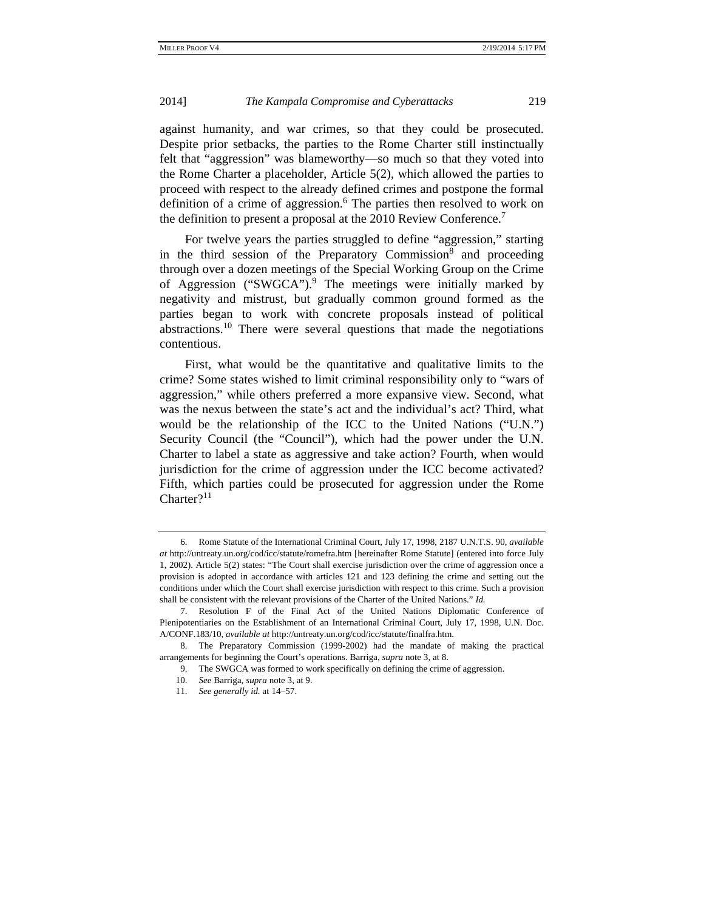against humanity, and war crimes, so that they could be prosecuted. Despite prior setbacks, the parties to the Rome Charter still instinctually felt that "aggression" was blameworthy—so much so that they voted into the Rome Charter a placeholder, Article 5(2), which allowed the parties to proceed with respect to the already defined crimes and postpone the formal definition of a crime of aggression.[6] The parties then resolved to work on the definition to present a proposal at the 2010 Review Conference.[7]

For twelve years the parties struggled to define "aggression," starting in the third session of the Preparatory Commission[8] and proceeding through over a dozen meetings of the Special Working Group on the Crime of Aggression ("SWGCA").[9] The meetings were initially marked by negativity and mistrust, but gradually common ground formed as the parties began to work with concrete proposals instead of political abstractions.[10] There were several questions that made the negotiations contentious.

First, what would be the quantitative and qualitative limits to the crime? Some states wished to limit criminal responsibility only to "wars of aggression," while others preferred a more expansive view. Second, what was the nexus between the state's act and the individual's act? Third, what would be the relationship of the ICC to the United Nations ("U.N.") Security Council (the "Council"), which had the power under the U.N. Charter to label a state as aggressive and take action? Fourth, when would jurisdiction for the crime of aggression under the ICC become activated? Fifth, which parties could be prosecuted for aggression under the Rome Charter?[11]

---

6. Rome Statute of the International Criminal Court, July 17, 1998, 2187 U.N.T.S. 90, *available at* http://untreaty.un.org/cod/icc/statute/romefra.htm [hereinafter Rome Statute] (entered into force July 1, 2002). Article 5(2) states: "The Court shall exercise jurisdiction over the crime of aggression once a provision is adopted in accordance with articles 121 and 123 defining the crime and setting out the conditions under which the Court shall exercise jurisdiction with respect to this crime. Such a provision shall be consistent with the relevant provisions of the Charter of the United Nations." *Id.*

7. Resolution F of the Final Act of the United Nations Diplomatic Conference of Plenipotentiaries on the Establishment of an International Criminal Court, July 17, 1998, U.N. Doc. A/CONF.183/10, *available at* http://untreaty.un.org/cod/icc/statute/finalfra.htm.

8. The Preparatory Commission (1999-2002) had the mandate of making the practical arrangements for beginning the Court's operations. Barriga, *supra* note 3, at 8.

9. The SWGCA was formed to work specifically on defining the crime of aggression.

10. *See* Barriga, *supra* note 3, at 9.

11. *See generally id.* at 14–57.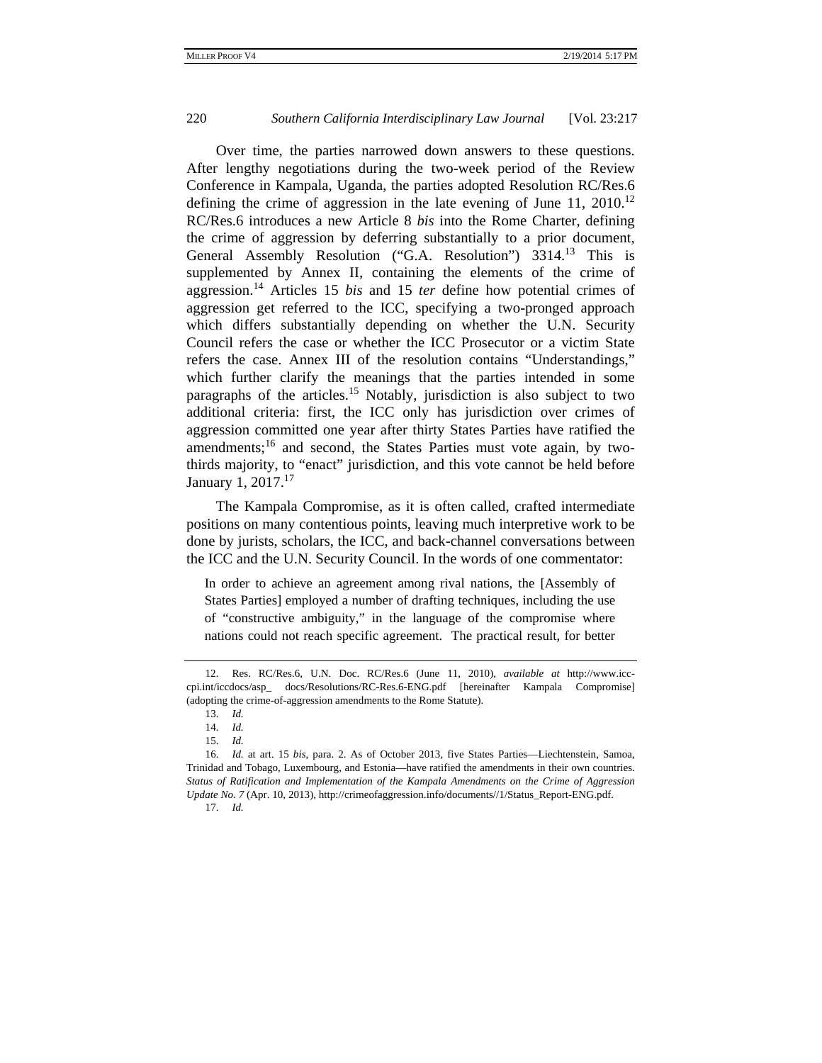Over time, the parties narrowed down answers to these questions. After lengthy negotiations during the two-week period of the Review Conference in Kampala, Uganda, the parties adopted Resolution RC/Res.6 defining the crime of aggression in the late evening of June 11, 2010.[12] RC/Res.6 introduces a new Article 8 *bis* into the Rome Charter, defining the crime of aggression by deferring substantially to a prior document, General Assembly Resolution ("G.A. Resolution") 3314.[13] This is supplemented by Annex II, containing the elements of the crime of aggression.[14] Articles 15 *bis* and 15 *ter* define how potential crimes of aggression get referred to the ICC, specifying a two-pronged approach which differs substantially depending on whether the U.N. Security Council refers the case or whether the ICC Prosecutor or a victim State refers the case. Annex III of the resolution contains "Understandings," which further clarify the meanings that the parties intended in some paragraphs of the articles.[15] Notably, jurisdiction is also subject to two additional criteria: first, the ICC only has jurisdiction over crimes of aggression committed one year after thirty States Parties have ratified the amendments;[16] and second, the States Parties must vote again, by two-thirds majority, to "enact" jurisdiction, and this vote cannot be held before January 1, 2017.[17]

The Kampala Compromise, as it is often called, crafted intermediate positions on many contentious points, leaving much interpretive work to be done by jurists, scholars, the ICC, and back-channel conversations between the ICC and the U.N. Security Council. In the words of one commentator:

> In order to achieve an agreement among rival nations, the [Assembly of States Parties] employed a number of drafting techniques, including the use of "constructive ambiguity," in the language of the compromise where nations could not reach specific agreement. The practical result, for better

---

12. Res. RC/Res.6, U.N. Doc. RC/Res.6 (June 11, 2010), *available at* http://www.icc-cpi.int/iccdocs/asp_ docs/Resolutions/RC-Res.6-ENG.pdf [hereinafter Kampala Compromise] (adopting the crime-of-aggression amendments to the Rome Statute).

13. *Id.*

14. *Id.*

15. *Id.*

16. *Id.* at art. 15 *bis*, para. 2. As of October 2013, five States Parties—Liechtenstein, Samoa, Trinidad and Tobago, Luxembourg, and Estonia—have ratified the amendments in their own countries. ***Status of Ratification and Implementation of the Kampala Amendments on the Crime of Aggression*** *Update No. 7* (Apr. 10, 2013), http://crimeofaggression.info/documents//1/Status_Report-ENG.pdf.

17. *Id.*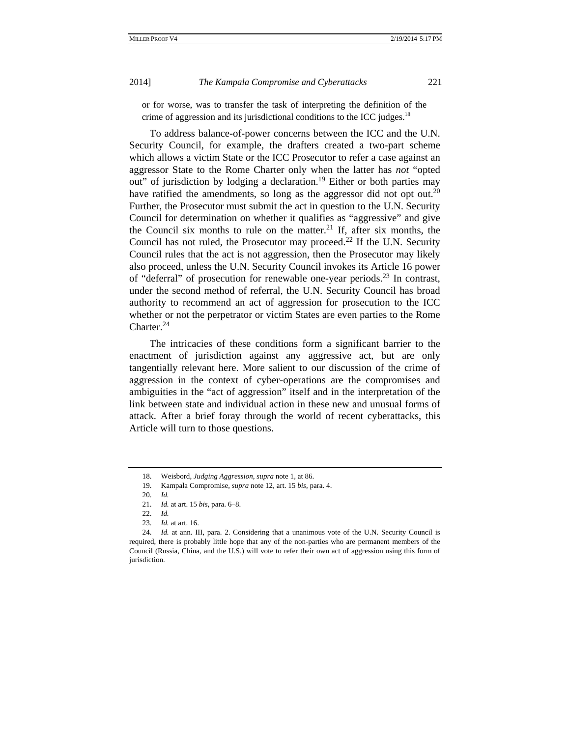or for worse, was to transfer the task of interpreting the definition of the crime of aggression and its jurisdictional conditions to the ICC judges.[18]

To address balance-of-power concerns between the ICC and the U.N. Security Council, for example, the drafters created a two-part scheme which allows a victim State or the ICC Prosecutor to refer a case against an aggressor State to the Rome Charter only when the latter has *not* "opted out" of jurisdiction by lodging a declaration.[19] Either or both parties may have ratified the amendments, so long as the aggressor did not opt out.[20] Further, the Prosecutor must submit the act in question to the U.N. Security Council for determination on whether it qualifies as "aggressive" and give the Council six months to rule on the matter.[21] If, after six months, the Council has not ruled, the Prosecutor may proceed.[22] If the U.N. Security Council rules that the act is not aggression, then the Prosecutor may likely also proceed, unless the U.N. Security Council invokes its Article 16 power of "deferral" of prosecution for renewable one-year periods.[23] In contrast, under the second method of referral, the U.N. Security Council has broad authority to recommend an act of aggression for prosecution to the ICC whether or not the perpetrator or victim States are even parties to the Rome Charter.[24]

The intricacies of these conditions form a significant barrier to the enactment of jurisdiction against any aggressive act, but are only tangentially relevant here. More salient to our discussion of the crime of aggression in the context of cyber-operations are the compromises and ambiguities in the "act of aggression" itself and in the interpretation of the link between state and individual action in these new and unusual forms of attack. After a brief foray through the world of recent cyberattacks, this Article will turn to those questions.

---

18. Weisbord, *Judging Aggression*, *supra* note 1, at 86.

19. Kampala Compromise, *supra* note 12, art. 15 *bis*, para. 4.

20. *Id.*

21. *Id.* at art. 15 *bis*, para. 6–8.

22. *Id.*

23. *Id.* at art. 16.

24. *Id.* at ann. III, para. 2. Considering that a unanimous vote of the U.N. Security Council is required, there is probably little hope that any of the non-parties who are permanent members of the Council (Russia, China, and the U.S.) will vote to refer their own act of aggression using this form of jurisdiction.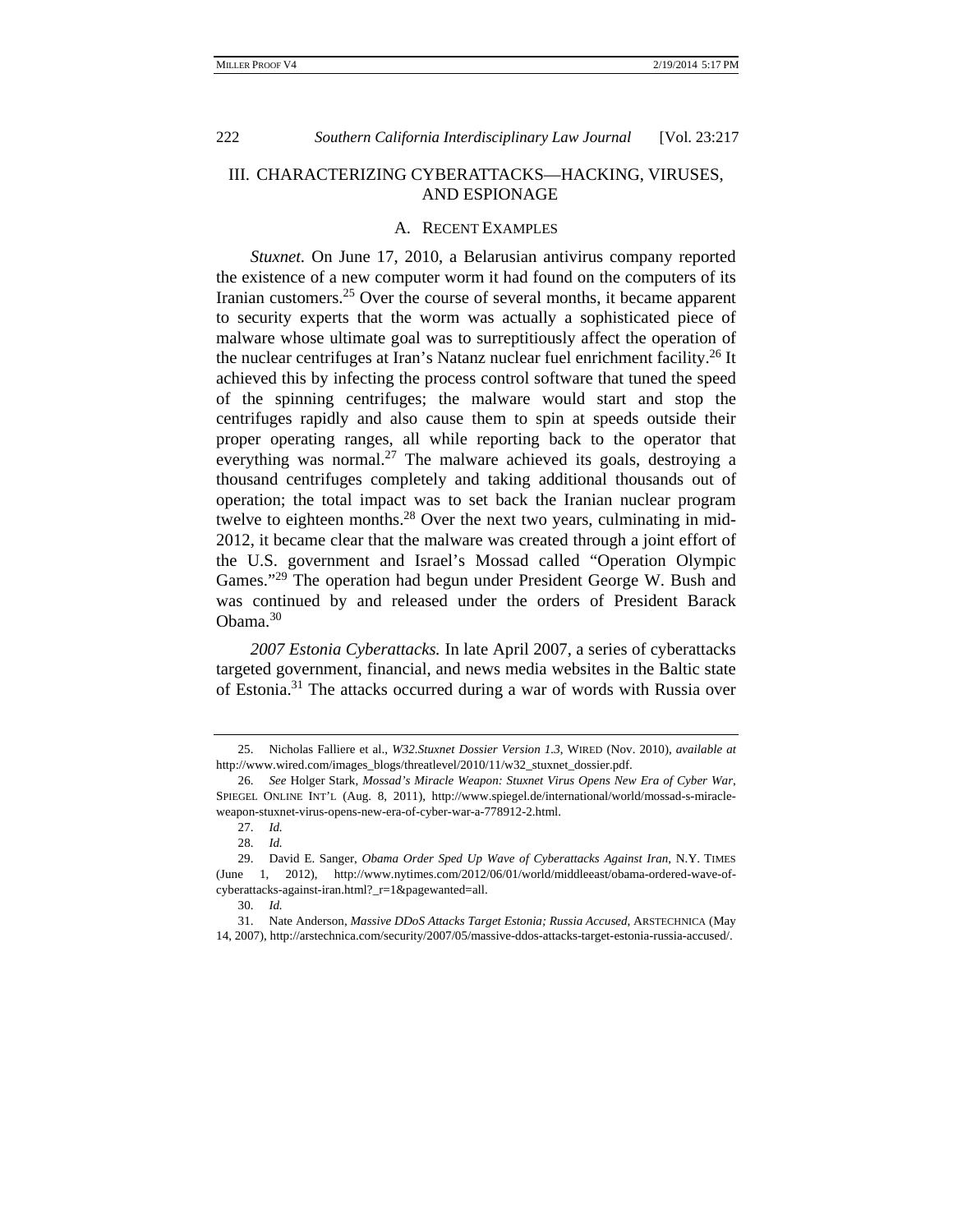## III. CHARACTERIZING CYBERATTACKS—HACKING, VIRUSES, AND ESPIONAGE

### A. RECENT EXAMPLES

*Stuxnet*. On June 17, 2010, a Belarusian antivirus company reported the existence of a new computer worm it had found on the computers of its Iranian customers.[25] Over the course of several months, it became apparent to security experts that the worm was actually a sophisticated piece of malware whose ultimate goal was to surreptitiously affect the operation of the nuclear centrifuges at Iran's Natanz nuclear fuel enrichment facility.[26] It achieved this by infecting the process control software that tuned the speed of the spinning centrifuges; the malware would start and stop the centrifuges rapidly and also cause them to spin at speeds outside their proper operating ranges, all while reporting back to the operator that everything was normal.[27] The malware achieved its goals, destroying a thousand centrifuges completely and taking additional thousands out of operation; the total impact was to set back the Iranian nuclear program twelve to eighteen months.[28] Over the next two years, culminating in mid-2012, it became clear that the malware was created through a joint effort of the U.S. government and Israel's Mossad called "Operation Olympic Games."[29] The operation had begun under President George W. Bush and was continued by and released under the orders of President Barack Obama.[30]

*2007 Estonia Cyberattacks.* In late April 2007, a series of cyberattacks targeted government, financial, and news media websites in the Baltic state of Estonia.[31] The attacks occurred during a war of words with Russia over

---

25. Nicholas Falliere et al., *W32.Stuxnet Dossier Version 1.3*, WIRED (Nov. 2010), *available at* http://www.wired.com/images_blogs/threatlevel/2010/11/w32_stuxnet_dossier.pdf.

26. *See* Holger Stark, *Mossad's Miracle Weapon: Stuxnet Virus Opens New Era of Cyber War*, SPIEGEL ONLINE INT'L (Aug. 8, 2011), http://www.spiegel.de/international/world/mossad-s-miracle-weapon-stuxnet-virus-opens-new-era-of-cyber-war-a-778912-2.html.

27. *Id.*

28. *Id.*

29. David E. Sanger, *Obama Order Sped Up Wave of Cyberattacks Against Iran*, N.Y. TIMES (June 1, 2012), http://www.nytimes.com/2012/06/01/world/middleeast/obama-ordered-wave-of-cyberattacks-against-iran.html?_r=1&pagewanted=all.

30. *Id.*

31. Nate Anderson, *Massive DDoS Attacks Target Estonia; Russia Accused*, ARSTECHNICA (May 14, 2007), http://arstechnica.com/security/2007/05/massive-ddos-attacks-target-estonia-russia-accused/.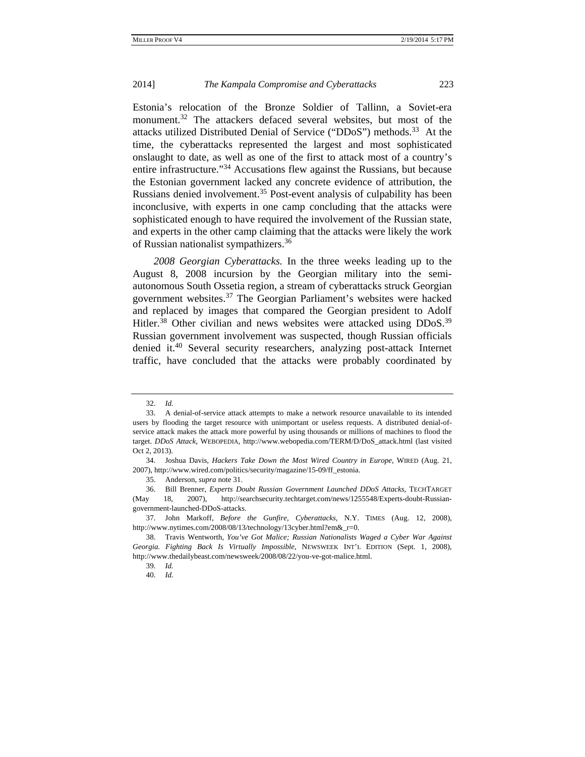Estonia's relocation of the Bronze Soldier of Tallinn, a Soviet-era monument.[32] The attackers defaced several websites, but most of the attacks utilized Distributed Denial of Service ("DDoS") methods.[33] At the time, the cyberattacks represented the largest and most sophisticated onslaught to date, as well as one of the first to attack most of a country's entire infrastructure."[34] Accusations flew against the Russians, but because the Estonian government lacked any concrete evidence of attribution, the Russians denied involvement.[35] Post-event analysis of culpability has been inconclusive, with experts in one camp concluding that the attacks were sophisticated enough to have required the involvement of the Russian state, and experts in the other camp claiming that the attacks were likely the work of Russian nationalist sympathizers.[36]

*2008 Georgian Cyberattacks.* In the three weeks leading up to the August 8, 2008 incursion by the Georgian military into the semi-autonomous South Ossetia region, a stream of cyberattacks struck Georgian government websites.[37] The Georgian Parliament's websites were hacked and replaced by images that compared the Georgian president to Adolf Hitler.[38] Other civilian and news websites were attacked using DDoS.[39] Russian government involvement was suspected, though Russian officials denied it.[40] Several security researchers, analyzing post-attack Internet traffic, have concluded that the attacks were probably coordinated by

---

32. *Id.*

33. A denial-of-service attack attempts to make a network resource unavailable to its intended users by flooding the target resource with unimportant or useless requests. A distributed denial-of-service attack makes the attack more powerful by using thousands or millions of machines to flood the target. *DDoS Attack*, WEBOPEDIA, http://www.webopedia.com/TERM/D/DoS_attack.html (last visited Oct 2, 2013).

34. Joshua Davis, *Hackers Take Down the Most Wired Country in Europe*, WIRED (Aug. 21, 2007), http://www.wired.com/politics/security/magazine/15-09/ff_estonia.

35. Anderson, *supra* note 31.

36. Bill Brenner, *Experts Doubt Russian Government Launched DDoS Attacks*, TECHTARGET (May 18, 2007), http://searchsecurity.techtarget.com/news/1255548/Experts-doubt-Russian-government-launched-DDoS-attacks.

37. John Markoff, *Before the Gunfire, Cyberattacks*, N.Y. TIMES (Aug. 12, 2008), http://www.nytimes.com/2008/08/13/technology/13cyber.html?em&_r=0.

38. Travis Wentworth, *You've Got Malice; Russian Nationalists Waged a Cyber War Against Georgia. Fighting Back Is Virtually Impossible*, NEWSWEEK INT'L EDITION (Sept. 1, 2008), http://www.thedailybeast.com/newsweek/2008/08/22/you-ve-got-malice.html.

39. *Id.*

40. *Id.*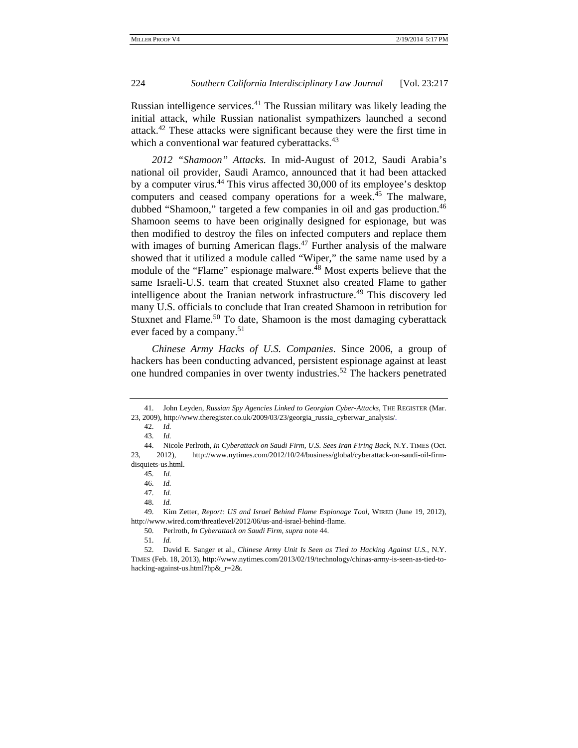Russian intelligence services.[41] The Russian military was likely leading the initial attack, while Russian nationalist sympathizers launched a second attack.[42] These attacks were significant because they were the first time in which a conventional war featured cyberattacks.[43]

*2012 "Shamoon" Attacks.* In mid-August of 2012, Saudi Arabia's national oil provider, Saudi Aramco, announced that it had been attacked by a computer virus.[44] This virus affected 30,000 of its employee's desktop computers and ceased company operations for a week.[45] The malware, dubbed "Shamoon," targeted a few companies in oil and gas production.[46] Shamoon seems to have been originally designed for espionage, but was then modified to destroy the files on infected computers and replace them with images of burning American flags.[47] Further analysis of the malware showed that it utilized a module called "Wiper," the same name used by a module of the "Flame" espionage malware.[48] Most experts believe that the same Israeli-U.S. team that created Stuxnet also created Flame to gather intelligence about the Iranian network infrastructure.[49] This discovery led many U.S. officials to conclude that Iran created Shamoon in retribution for Stuxnet and Flame.[50] To date, Shamoon is the most damaging cyberattack ever faced by a company.[51]

*Chinese Army Hacks of U.S. Companies*. Since 2006, a group of hackers has been conducting advanced, persistent espionage against at least one hundred companies in over twenty industries.[52] The hackers penetrated

---

41. John Leyden, *Russian Spy Agencies Linked to Georgian Cyber-Attacks*, THE REGISTER (Mar. 23, 2009), http://www.theregister.co.uk/2009/03/23/georgia_russia_cyberwar_analysis/.

42. *Id.*

43. *Id.*

44. Nicole Perlroth, *In Cyberattack on Saudi Firm, U.S. Sees Iran Firing Back*, N.Y. TIMES (Oct. 23, 2012), http://www.nytimes.com/2012/10/24/business/global/cyberattack-on-saudi-oil-firm-disquiets-us.html.

45. *Id.*

46. *Id.*

47. *Id.*

48. *Id.*

49. Kim Zetter, *Report: US and Israel Behind Flame Espionage Tool*, WIRED (June 19, 2012), http://www.wired.com/threatlevel/2012/06/us-and-israel-behind-flame.

50. Perlroth, *In Cyberattack on Saudi Firm*, *supra* note 44.

51. *Id.*

52. David E. Sanger et al., *Chinese Army Unit Is Seen as Tied to Hacking Against U.S.*, N.Y. TIMES (Feb. 18, 2013), http://www.nytimes.com/2013/02/19/technology/chinas-army-is-seen-as-tied-to-hacking-against-us.html?hp&_r=2&.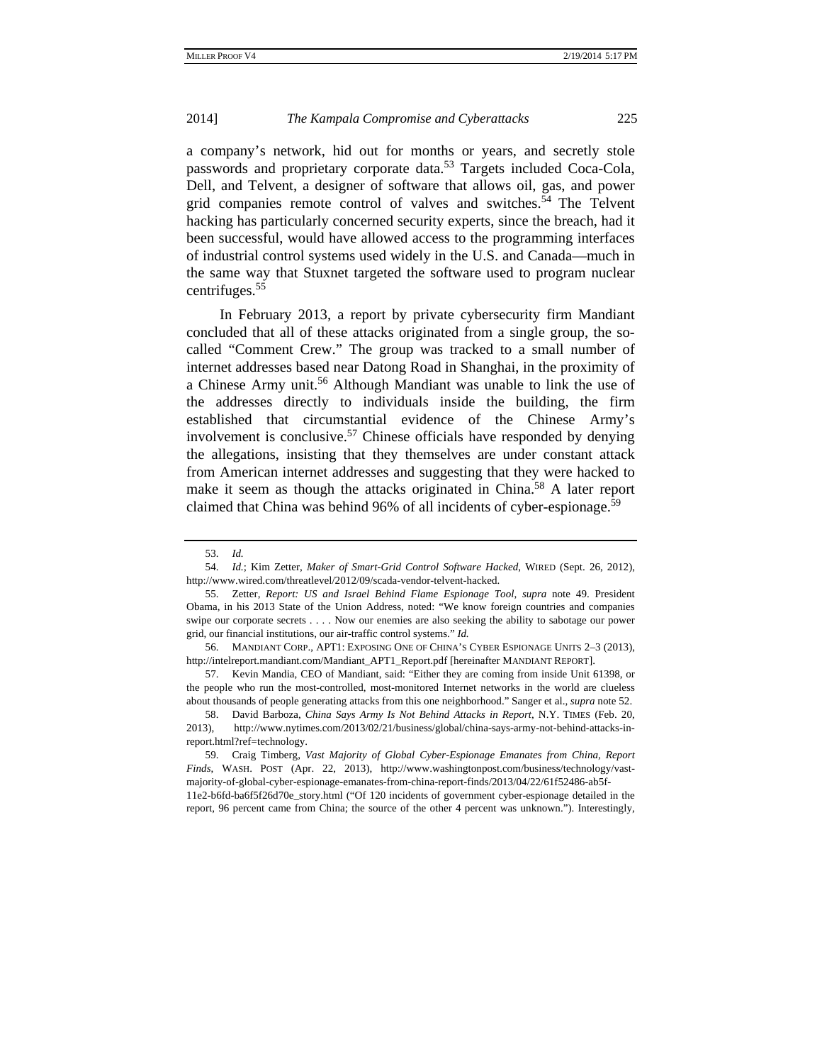a company's network, hid out for months or years, and secretly stole passwords and proprietary corporate data.[53] Targets included Coca-Cola, Dell, and Telvent, a designer of software that allows oil, gas, and power grid companies remote control of valves and switches.[54] The Telvent hacking has particularly concerned security experts, since the breach, had it been successful, would have allowed access to the programming interfaces of industrial control systems used widely in the U.S. and Canada—much in the same way that Stuxnet targeted the software used to program nuclear centrifuges.[55]

In February 2013, a report by private cybersecurity firm Mandiant concluded that all of these attacks originated from a single group, the so-called "Comment Crew." The group was tracked to a small number of internet addresses based near Datong Road in Shanghai, in the proximity of a Chinese Army unit.[56] Although Mandiant was unable to link the use of the addresses directly to individuals inside the building, the firm established that circumstantial evidence of the Chinese Army's involvement is conclusive.[57] Chinese officials have responded by denying the allegations, insisting that they themselves are under constant attack from American internet addresses and suggesting that they were hacked to make it seem as though the attacks originated in China.[58] A later report claimed that China was behind 96% of all incidents of cyber-espionage.[59]

---

53. *Id.*

54. *Id.*; Kim Zetter, *Maker of Smart-Grid Control Software Hacked*, WIRED (Sept. 26, 2012), http://www.wired.com/threatlevel/2012/09/scada-vendor-telvent-hacked.

55. Zetter, *Report: US and Israel Behind Flame Espionage Tool*, *supra* note 49. President Obama, in his 2013 State of the Union Address, noted: "We know foreign countries and companies swipe our corporate secrets . . . . Now our enemies are also seeking the ability to sabotage our power grid, our financial institutions, our air-traffic control systems." *Id.*

56. MANDIANT CORP., APT1: EXPOSING ONE OF CHINA'S CYBER ESPIONAGE UNITS 2–3 (2013), http://intelreport.mandiant.com/Mandiant_APT1_Report.pdf [hereinafter MANDIANT REPORT].

57. Kevin Mandia, CEO of Mandiant, said: "Either they are coming from inside Unit 61398, or the people who run the most-controlled, most-monitored Internet networks in the world are clueless about thousands of people generating attacks from this one neighborhood." Sanger et al., *supra* note 52.

58. David Barboza, *China Says Army Is Not Behind Attacks in Report*, N.Y. TIMES (Feb. 20, 2013), http://www.nytimes.com/2013/02/21/business/global/china-says-army-not-behind-attacks-in-report.html?ref=technology.

59. Craig Timberg, *Vast Majority of Global Cyber-Espionage Emanates from China, Report Finds*, WASH. POST (Apr. 22, 2013), http://www.washingtonpost.com/business/technology/vast-majority-of-global-cyber-espionage-emanates-from-china-report-finds/2013/04/22/61f52486-ab5f-11e2-b6fd-ba6f5f26d70e_story.html ("Of 120 incidents of government cyber-espionage detailed in the report, 96 percent came from China; the source of the other 4 percent was unknown."). Interestingly,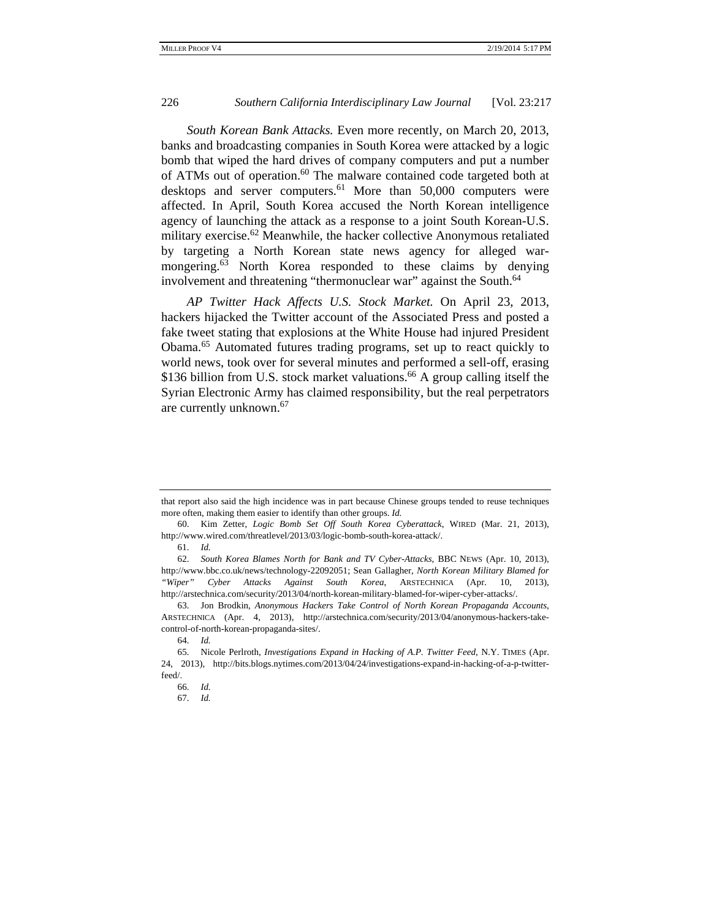*South Korean Bank Attacks.* Even more recently, on March 20, 2013, banks and broadcasting companies in South Korea were attacked by a logic bomb that wiped the hard drives of company computers and put a number of ATMs out of operation.[60] The malware contained code targeted both at desktops and server computers.[61] More than 50,000 computers were affected. In April, South Korea accused the North Korean intelligence agency of launching the attack as a response to a joint South Korean-U.S. military exercise.[62] Meanwhile, the hacker collective Anonymous retaliated by targeting a North Korean state news agency for alleged war-mongering.[63] North Korea responded to these claims by denying involvement and threatening "thermonuclear war" against the South.[64]

*AP Twitter Hack Affects U.S. Stock Market.* On April 23, 2013, hackers hijacked the Twitter account of the Associated Press and posted a fake tweet stating that explosions at the White House had injured President Obama.[65] Automated futures trading programs, set up to react quickly to world news, took over for several minutes and performed a sell-off, erasing \$136 billion from U.S. stock market valuations.[66] A group calling itself the Syrian Electronic Army has claimed responsibility, but the real perpetrators are currently unknown.[67]

---

that report also said the high incidence was in part because Chinese groups tended to reuse techniques more often, making them easier to identify than other groups. *Id.*

60. Kim Zetter, *Logic Bomb Set Off South Korea Cyberattack*, WIRED (Mar. 21, 2013), http://www.wired.com/threatlevel/2013/03/logic-bomb-south-korea-attack/.

61. *Id.*

62. *South Korea Blames North for Bank and TV Cyber-Attacks*, BBC NEWS (Apr. 10, 2013), http://www.bbc.co.uk/news/technology-22092051; Sean Gallagher, *North Korean Military Blamed for "Wiper" Cyber Attacks Against South Korea*, ARSTECHNICA (Apr. 10, 2013), http://arstechnica.com/security/2013/04/north-korean-military-blamed-for-wiper-cyber-attacks/.

63. Jon Brodkin, *Anonymous Hackers Take Control of North Korean Propaganda Accounts*, ARSTECHNICA (Apr. 4, 2013), http://arstechnica.com/security/2013/04/anonymous-hackers-take-control-of-north-korean-propaganda-sites/.

64. *Id.*

65. Nicole Perlroth, *Investigations Expand in Hacking of A.P. Twitter Feed*, N.Y. TIMES (Apr. 24, 2013), http://bits.blogs.nytimes.com/2013/04/24/investigations-expand-in-hacking-of-a-p-twitter-feed/.

66. *Id.*

67. *Id.*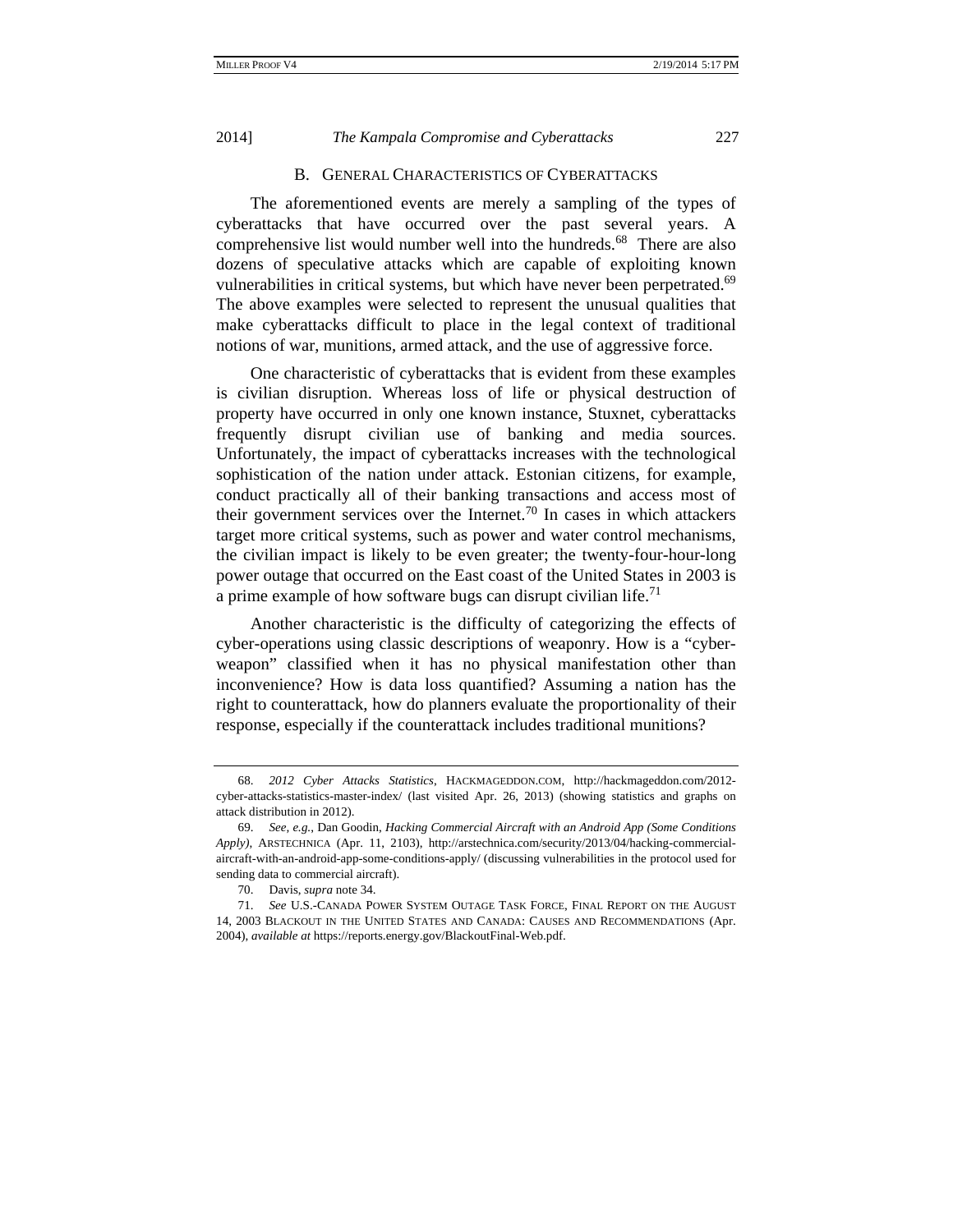### B. GENERAL CHARACTERISTICS OF CYBERATTACKS

The aforementioned events are merely a sampling of the types of cyberattacks that have occurred over the past several years. A comprehensive list would number well into the hundreds.[68] There are also dozens of speculative attacks which are capable of exploiting known vulnerabilities in critical systems, but which have never been perpetrated.[69] The above examples were selected to represent the unusual qualities that make cyberattacks difficult to place in the legal context of traditional notions of war, munitions, armed attack, and the use of aggressive force.

One characteristic of cyberattacks that is evident from these examples is civilian disruption. Whereas loss of life or physical destruction of property have occurred in only one known instance, Stuxnet, cyberattacks frequently disrupt civilian use of banking and media sources. Unfortunately, the impact of cyberattacks increases with the technological sophistication of the nation under attack. Estonian citizens, for example, conduct practically all of their banking transactions and access most of their government services over the Internet.[70] In cases in which attackers target more critical systems, such as power and water control mechanisms, the civilian impact is likely to be even greater; the twenty-four-hour-long power outage that occurred on the East coast of the United States in 2003 is a prime example of how software bugs can disrupt civilian life.[71]

Another characteristic is the difficulty of categorizing the effects of cyber-operations using classic descriptions of weaponry. How is a "cyber-weapon" classified when it has no physical manifestation other than inconvenience? How is data loss quantified? Assuming a nation has the right to counterattack, how do planners evaluate the proportionality of their response, especially if the counterattack includes traditional munitions?

---

68. *2012 Cyber Attacks Statistics*, HACKMAGEDDON.COM, http://hackmageddon.com/2012-cyber-attacks-statistics-master-index/ (last visited Apr. 26, 2013) (showing statistics and graphs on attack distribution in 2012).

69. *See, e.g.*, Dan Goodin, *Hacking Commercial Aircraft with an Android App (Some Conditions Apply)*, ARSTECHNICA (Apr. 11, 2103), http://arstechnica.com/security/2013/04/hacking-commercial-aircraft-with-an-android-app-some-conditions-apply/ (discussing vulnerabilities in the protocol used for sending data to commercial aircraft).

70. Davis, *supra* note 34.

71. *See* U.S.-CANADA POWER SYSTEM OUTAGE TASK FORCE, FINAL REPORT ON THE AUGUST 14, 2003 BLACKOUT IN THE UNITED STATES AND CANADA: CAUSES AND RECOMMENDATIONS (Apr. 2004), *available at* https://reports.energy.gov/BlackoutFinal-Web.pdf.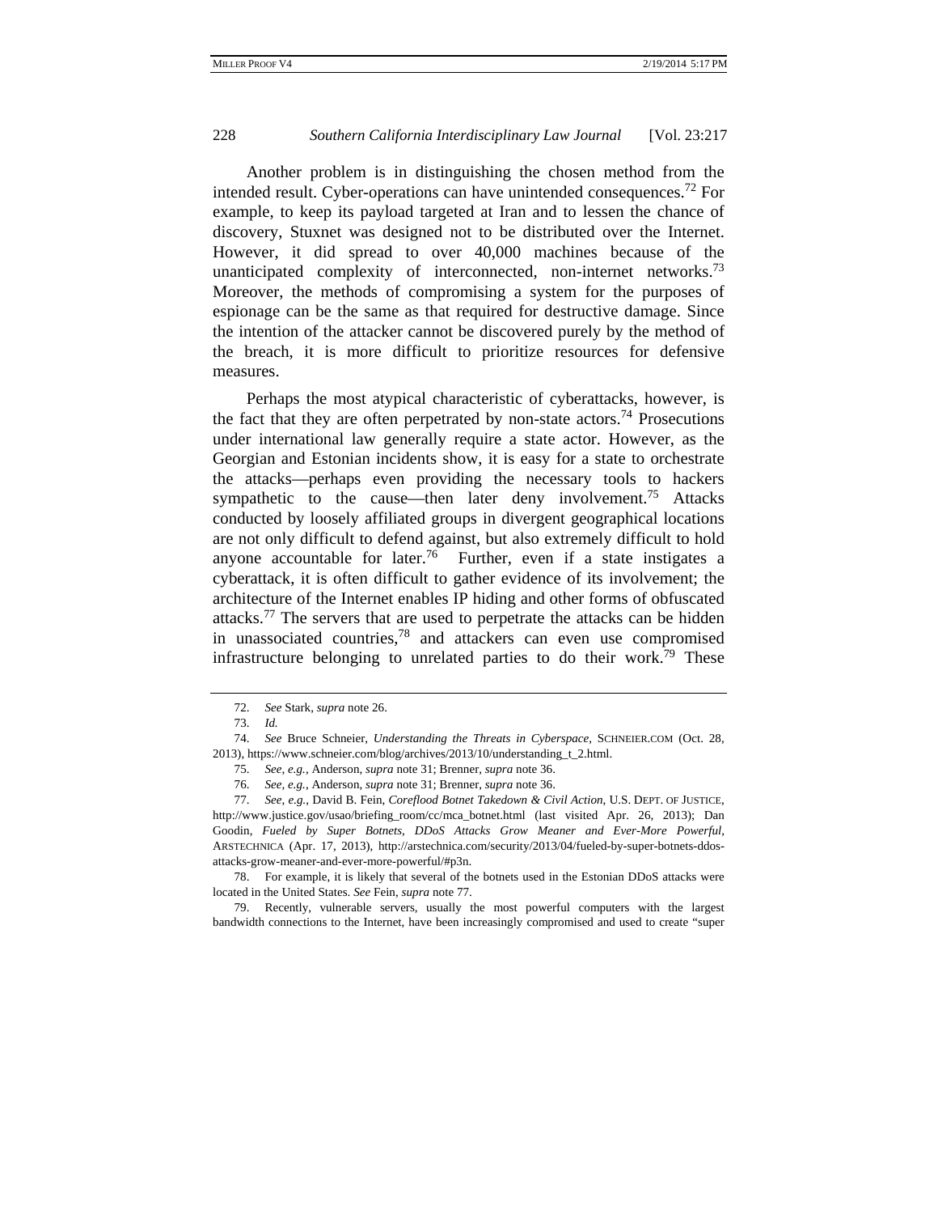Another problem is in distinguishing the chosen method from the intended result. Cyber-operations can have unintended consequences.[72] For example, to keep its payload targeted at Iran and to lessen the chance of discovery, Stuxnet was designed not to be distributed over the Internet. However, it did spread to over 40,000 machines because of the unanticipated complexity of interconnected, non-internet networks.[73] Moreover, the methods of compromising a system for the purposes of espionage can be the same as that required for destructive damage. Since the intention of the attacker cannot be discovered purely by the method of the breach, it is more difficult to prioritize resources for defensive measures.

Perhaps the most atypical characteristic of cyberattacks, however, is the fact that they are often perpetrated by non-state actors.[74] Prosecutions under international law generally require a state actor. However, as the Georgian and Estonian incidents show, it is easy for a state to orchestrate the attacks—perhaps even providing the necessary tools to hackers sympathetic to the cause—then later deny involvement.[75] Attacks conducted by loosely affiliated groups in divergent geographical locations are not only difficult to defend against, but also extremely difficult to hold anyone accountable for later.[76] Further, even if a state instigates a cyberattack, it is often difficult to gather evidence of its involvement; the architecture of the Internet enables IP hiding and other forms of obfuscated attacks.[77] The servers that are used to perpetrate the attacks can be hidden in unassociated countries,[78] and attackers can even use compromised infrastructure belonging to unrelated parties to do their work.[79] These

---

72. *See* Stark, *supra* note 26.

73. *Id.*

74. *See* Bruce Schneier, *Understanding the Threats in Cyberspace*, SCHNEIER.COM (Oct. 28, 2013), https://www.schneier.com/blog/archives/2013/10/understanding_t_2.html.

75. *See, e.g.*, Anderson, *supra* note 31; Brenner, *supra* note 36.

76. *See, e.g.*, Anderson, *supra* note 31; Brenner, *supra* note 36.

77. *See, e.g.*, David B. Fein, *Coreflood Botnet Takedown & Civil Action*, U.S. DEPT. OF JUSTICE, http://www.justice.gov/usao/briefing_room/cc/mca_botnet.html (last visited Apr. 26, 2013); Dan Goodin, *Fueled by Super Botnets, DDoS Attacks Grow Meaner and Ever-More Powerful*, ARSTECHNICA (Apr. 17, 2013), http://arstechnica.com/security/2013/04/fueled-by-super-botnets-ddos-attacks-grow-meaner-and-ever-more-powerful/#p3n.

78. For example, it is likely that several of the botnets used in the Estonian DDoS attacks were located in the United States. *See* Fein, *supra* note 77.

79. Recently, vulnerable servers, usually the most powerful computers with the largest bandwidth connections to the Internet, have been increasingly compromised and used to create "super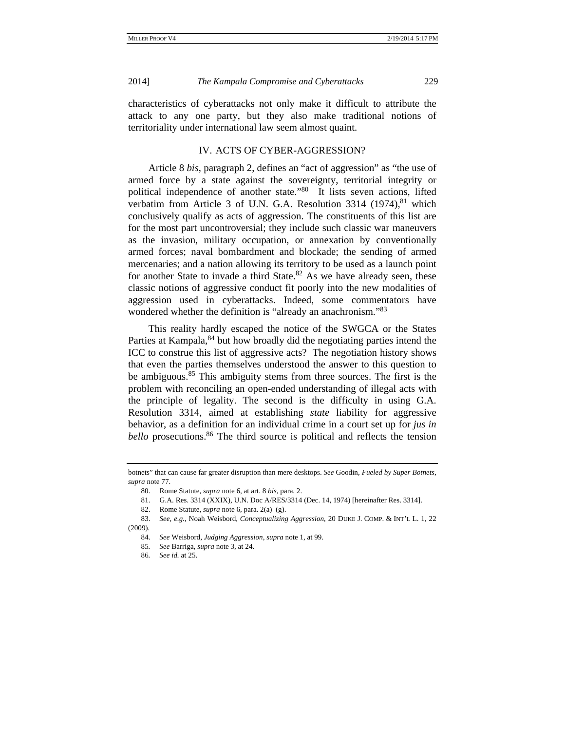characteristics of cyberattacks not only make it difficult to attribute the attack to any one party, but they also make traditional notions of territoriality under international law seem almost quaint.

## IV. ACTS OF CYBER-AGGRESSION?

Article 8 *bis*, paragraph 2, defines an "act of aggression" as "the use of armed force by a state against the sovereignty, territorial integrity or political independence of another state."[80] It lists seven actions, lifted verbatim from Article 3 of U.N. G.A. Resolution 3314 (1974),[81] which conclusively qualify as acts of aggression. The constituents of this list are for the most part uncontroversial; they include such classic war maneuvers as the invasion, military occupation, or annexation by conventionally armed forces; naval bombardment and blockade; the sending of armed mercenaries; and a nation allowing its territory to be used as a launch point for another State to invade a third State.[82] As we have already seen, these classic notions of aggressive conduct fit poorly into the new modalities of aggression used in cyberattacks. Indeed, some commentators have wondered whether the definition is "already an anachronism."[83]

This reality hardly escaped the notice of the SWGCA or the States Parties at Kampala,[84] but how broadly did the negotiating parties intend the ICC to construe this list of aggressive acts? The negotiation history shows that even the parties themselves understood the answer to this question to be ambiguous.[85] This ambiguity stems from three sources. The first is the problem with reconciling an open-ended understanding of illegal acts with the principle of legality. The second is the difficulty in using G.A. Resolution 3314, aimed at establishing *state* liability for aggressive behavior, as a definition for an individual crime in a court set up for *jus in bello* prosecutions.[86] The third source is political and reflects the tension

---

botnets" that can cause far greater disruption than mere desktops. *See* Goodin, *Fueled by Super Botnets*, *supra* note 77.

80. Rome Statute, *supra* note 6, at art. 8 *bis*, para. 2.

81. G.A. Res. 3314 (XXIX), U.N. Doc A/RES/3314 (Dec. 14, 1974) [hereinafter Res. 3314].

82. Rome Statute, *supra* note 6, para. 2(a)–(g).

83. *See, e.g.*, Noah Weisbord, *Conceptualizing Aggression*, 20 DUKE J. COMP. & INT'L L. 1, 22 (2009).

84. *See* Weisbord, *Judging Aggression*, *supra* note 1, at 99.

85. *See* Barriga, *supra* note 3, at 24.

86. *See id.* at 25.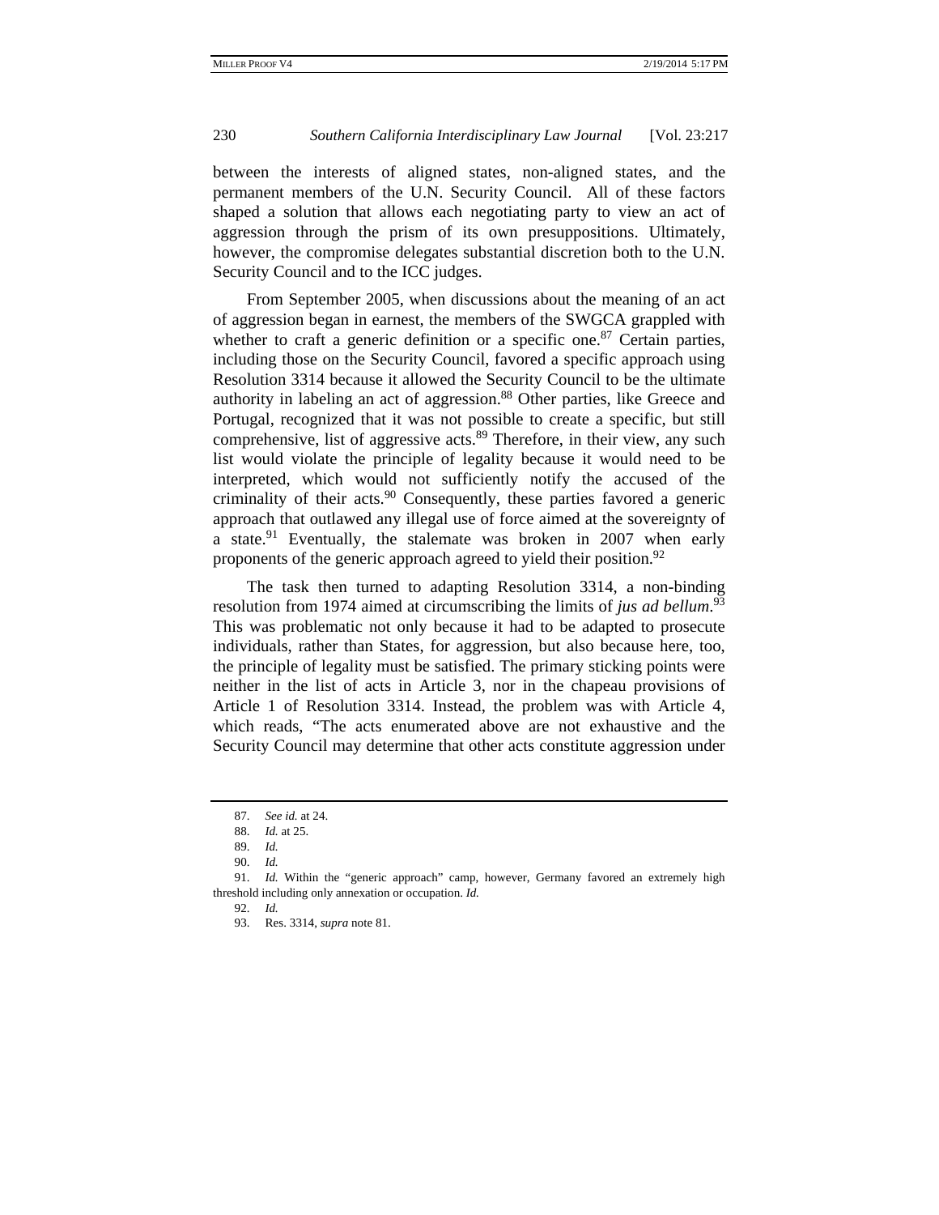between the interests of aligned states, non-aligned states, and the permanent members of the U.N. Security Council. All of these factors shaped a solution that allows each negotiating party to view an act of aggression through the prism of its own presuppositions. Ultimately, however, the compromise delegates substantial discretion both to the U.N. Security Council and to the ICC judges.

From September 2005, when discussions about the meaning of an act of aggression began in earnest, the members of the SWGCA grappled with whether to craft a generic definition or a specific one.[87] Certain parties, including those on the Security Council, favored a specific approach using Resolution 3314 because it allowed the Security Council to be the ultimate authority in labeling an act of aggression.[88] Other parties, like Greece and Portugal, recognized that it was not possible to create a specific, but still comprehensive, list of aggressive acts.[89] Therefore, in their view, any such list would violate the principle of legality because it would need to be interpreted, which would not sufficiently notify the accused of the criminality of their acts.[90] Consequently, these parties favored a generic approach that outlawed any illegal use of force aimed at the sovereignty of a state.[91] Eventually, the stalemate was broken in 2007 when early proponents of the generic approach agreed to yield their position.[92]

The task then turned to adapting Resolution 3314, a non-binding resolution from 1974 aimed at circumscribing the limits of *jus ad bellum*.[93] This was problematic not only because it had to be adapted to prosecute individuals, rather than States, for aggression, but also because here, too, the principle of legality must be satisfied. The primary sticking points were neither in the list of acts in Article 3, nor in the chapeau provisions of Article 1 of Resolution 3314. Instead, the problem was with Article 4, which reads, "The acts enumerated above are not exhaustive and the Security Council may determine that other acts constitute aggression under

---

87. *See id.* at 24.

88. *Id.* at 25.

89. *Id.*

90. *Id.*

91. *Id.* Within the "generic approach" camp, however, Germany favored an extremely high threshold including only annexation or occupation. *Id.*

92. *Id.*

93. Res. 3314, *supra* note 81.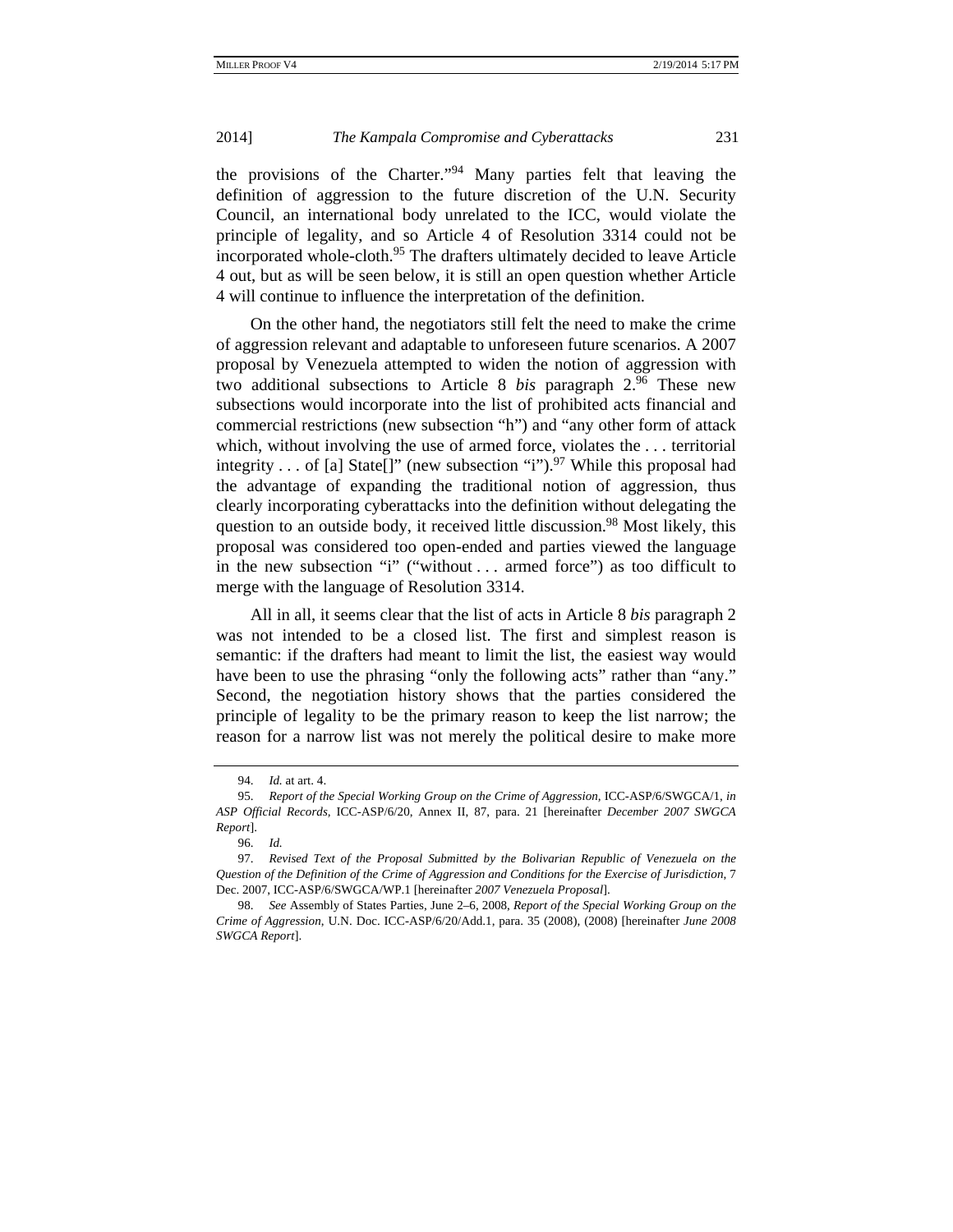the provisions of the Charter."[94] Many parties felt that leaving the definition of aggression to the future discretion of the U.N. Security Council, an international body unrelated to the ICC, would violate the principle of legality, and so Article 4 of Resolution 3314 could not be incorporated whole-cloth.[95] The drafters ultimately decided to leave Article 4 out, but as will be seen below, it is still an open question whether Article 4 will continue to influence the interpretation of the definition.

On the other hand, the negotiators still felt the need to make the crime of aggression relevant and adaptable to unforeseen future scenarios. A 2007 proposal by Venezuela attempted to widen the notion of aggression with two additional subsections to Article 8 *bis* paragraph 2.[96] These new subsections would incorporate into the list of prohibited acts financial and commercial restrictions (new subsection "h") and "any other form of attack which, without involving the use of armed force, violates the . . . territorial integrity . . . of [a] State[]" (new subsection "i").[97] While this proposal had the advantage of expanding the traditional notion of aggression, thus clearly incorporating cyberattacks into the definition without delegating the question to an outside body, it received little discussion.[98] Most likely, this proposal was considered too open-ended and parties viewed the language in the new subsection "i" ("without . . . armed force") as too difficult to merge with the language of Resolution 3314.

All in all, it seems clear that the list of acts in Article 8 *bis* paragraph 2 was not intended to be a closed list. The first and simplest reason is semantic: if the drafters had meant to limit the list, the easiest way would have been to use the phrasing "only the following acts" rather than "any." Second, the negotiation history shows that the parties considered the principle of legality to be the primary reason to keep the list narrow; the reason for a narrow list was not merely the political desire to make more

---

94. *Id.* at art. 4.

95. *Report of the Special Working Group on the Crime of Aggression*, ICC-ASP/6/SWGCA/1, *in ASP Official Records*, ICC-ASP/6/20, Annex II, 87, para. 21 [hereinafter *December 2007 SWGCA Report*].

96. *Id.*

97. *Revised Text of the Proposal Submitted by the Bolivarian Republic of Venezuela on the Question of the Definition of the Crime of Aggression and Conditions for the Exercise of Jurisdiction*, 7 Dec. 2007, ICC-ASP/6/SWGCA/WP.1 [hereinafter *2007 Venezuela Proposal*].

98. *See* Assembly of States Parties, June 2–6, 2008, *Report of the Special Working Group on the Crime of Aggression*, U.N. Doc. ICC-ASP/6/20/Add.1, para. 35 (2008), (2008) [hereinafter *June 2008 SWGCA Report*].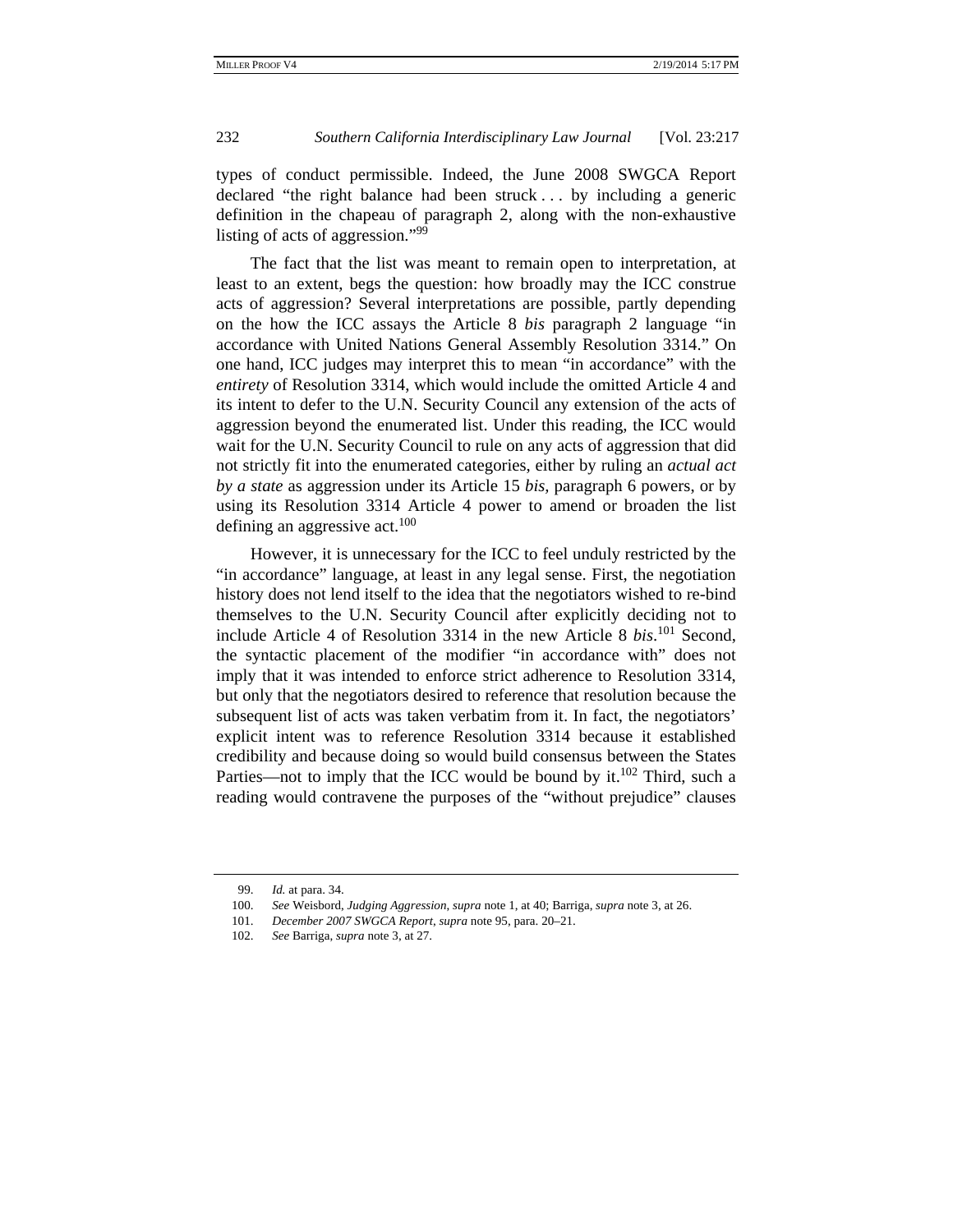types of conduct permissible. Indeed, the June 2008 SWGCA Report declared "the right balance had been struck . . . by including a generic definition in the chapeau of paragraph 2, along with the non-exhaustive listing of acts of aggression."[99]

The fact that the list was meant to remain open to interpretation, at least to an extent, begs the question: how broadly may the ICC construe acts of aggression? Several interpretations are possible, partly depending on the how the ICC assays the Article 8 *bis* paragraph 2 language "in accordance with United Nations General Assembly Resolution 3314." On one hand, ICC judges may interpret this to mean "in accordance" with the *entirety* of Resolution 3314, which would include the omitted Article 4 and its intent to defer to the U.N. Security Council any extension of the acts of aggression beyond the enumerated list. Under this reading, the ICC would wait for the U.N. Security Council to rule on any acts of aggression that did not strictly fit into the enumerated categories, either by ruling an *actual act by a state* as aggression under its Article 15 *bis*, paragraph 6 powers, or by using its Resolution 3314 Article 4 power to amend or broaden the list defining an aggressive act.[100]

However, it is unnecessary for the ICC to feel unduly restricted by the "in accordance" language, at least in any legal sense. First, the negotiation history does not lend itself to the idea that the negotiators wished to re-bind themselves to the U.N. Security Council after explicitly deciding not to include Article 4 of Resolution 3314 in the new Article 8 *bis*.[101] Second, the syntactic placement of the modifier "in accordance with" does not imply that it was intended to enforce strict adherence to Resolution 3314, but only that the negotiators desired to reference that resolution because the subsequent list of acts was taken verbatim from it. In fact, the negotiators' explicit intent was to reference Resolution 3314 because it established credibility and because doing so would build consensus between the States Parties—not to imply that the ICC would be bound by it.[102] Third, such a reading would contravene the purposes of the "without prejudice" clauses

---

99. *Id.* at para. 34.

100. *See* Weisbord, *Judging Aggression*, *supra* note 1, at 40; Barriga, *supra* note 3, at 26.

101. *December 2007 SWGCA Report*, *supra* note 95, para. 20–21.

102. *See* Barriga, *supra* note 3, at 27.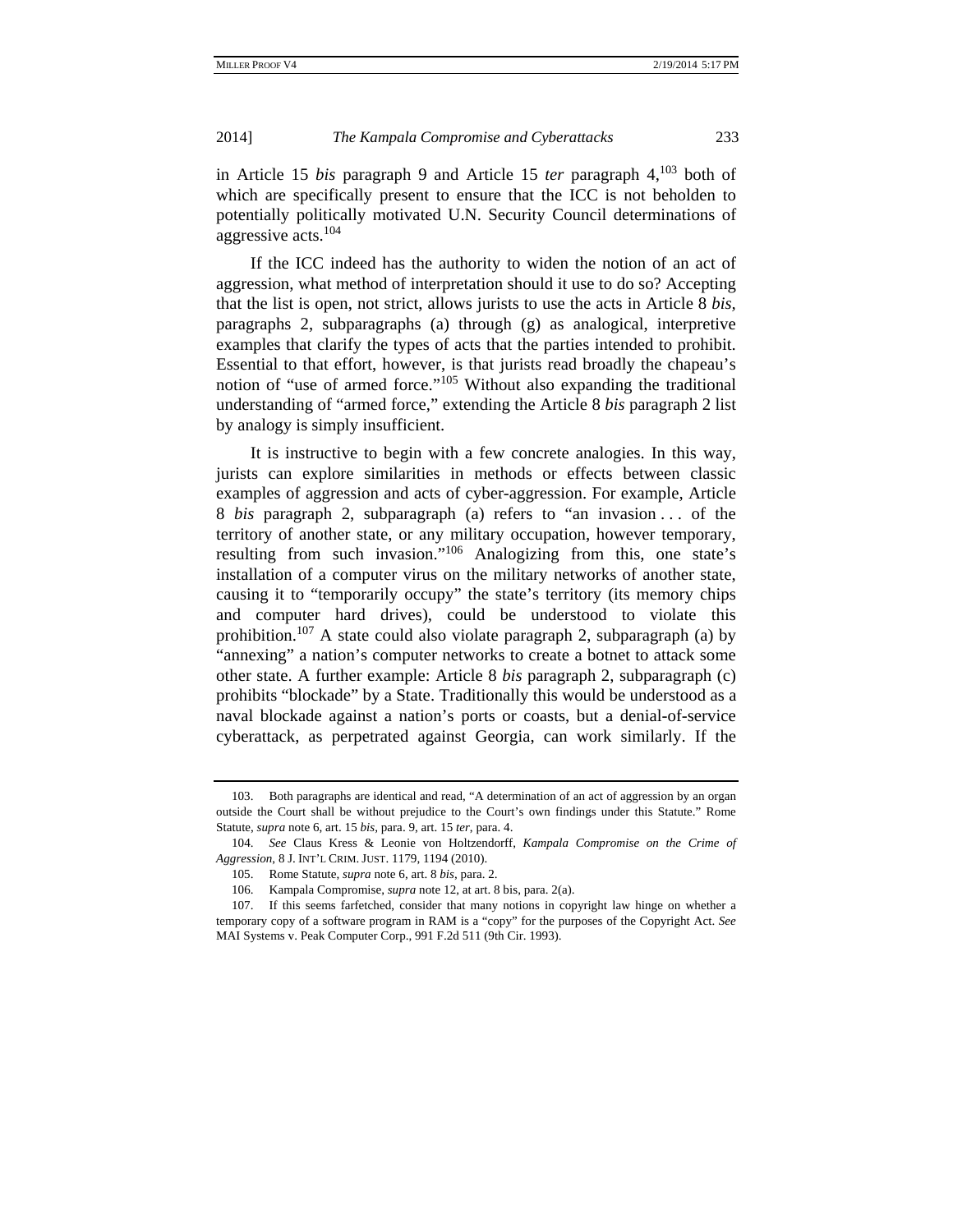in Article 15 *bis* paragraph 9 and Article 15 *ter* paragraph 4,[103] both of which are specifically present to ensure that the ICC is not beholden to potentially politically motivated U.N. Security Council determinations of aggressive acts.[104]

If the ICC indeed has the authority to widen the notion of an act of aggression, what method of interpretation should it use to do so? Accepting that the list is open, not strict, allows jurists to use the acts in Article 8 *bis,* paragraphs 2, subparagraphs (a) through (g) as analogical, interpretive examples that clarify the types of acts that the parties intended to prohibit. Essential to that effort, however, is that jurists read broadly the chapeau's notion of "use of armed force."[105] Without also expanding the traditional understanding of "armed force," extending the Article 8 *bis* paragraph 2 list by analogy is simply insufficient.

It is instructive to begin with a few concrete analogies. In this way, jurists can explore similarities in methods or effects between classic examples of aggression and acts of cyber-aggression. For example, Article 8 *bis* paragraph 2, subparagraph (a) refers to "an invasion . . . of the territory of another state, or any military occupation, however temporary, resulting from such invasion."[106] Analogizing from this, one state's installation of a computer virus on the military networks of another state, causing it to "temporarily occupy" the state's territory (its memory chips and computer hard drives), could be understood to violate this prohibition.[107] A state could also violate paragraph 2, subparagraph (a) by "annexing" a nation's computer networks to create a botnet to attack some other state. A further example: Article 8 *bis* paragraph 2, subparagraph (c) prohibits "blockade" by a State. Traditionally this would be understood as a naval blockade against a nation's ports or coasts, but a denial-of-service cyberattack, as perpetrated against Georgia, can work similarly. If the

---

103. Both paragraphs are identical and read, "A determination of an act of aggression by an organ outside the Court shall be without prejudice to the Court's own findings under this Statute." Rome Statute, *supra* note 6, art. 15 *bis*, para. 9, art. 15 *ter*, para. 4.

104. *See* Claus Kress & Leonie von Holtzendorff, *Kampala Compromise on the Crime of Aggression*, 8 J. INT'L CRIM. JUST. 1179, 1194 (2010).

105. Rome Statute, *supra* note 6, art. 8 *bis*, para. 2.

106. Kampala Compromise, *supra* note 12, at art. 8 bis, para. 2(a).

107. If this seems farfetched, consider that many notions in copyright law hinge on whether a temporary copy of a software program in RAM is a "copy" for the purposes of the Copyright Act. *See* MAI Systems v. Peak Computer Corp., 991 F.2d 511 (9th Cir. 1993).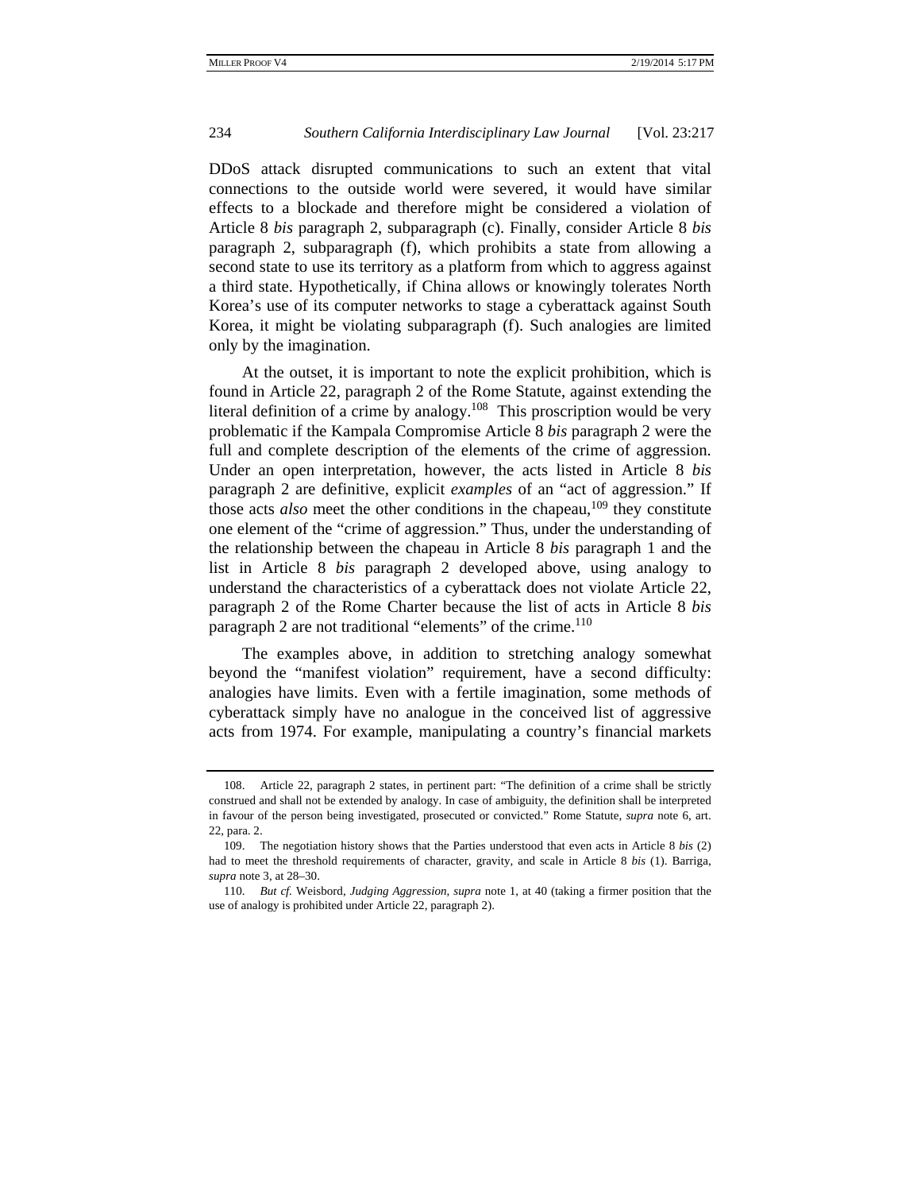DDoS attack disrupted communications to such an extent that vital connections to the outside world were severed, it would have similar effects to a blockade and therefore might be considered a violation of Article 8 *bis* paragraph 2, subparagraph (c). Finally, consider Article 8 *bis* paragraph 2, subparagraph (f), which prohibits a state from allowing a second state to use its territory as a platform from which to aggress against a third state. Hypothetically, if China allows or knowingly tolerates North Korea's use of its computer networks to stage a cyberattack against South Korea, it might be violating subparagraph (f). Such analogies are limited only by the imagination.

At the outset, it is important to note the explicit prohibition, which is found in Article 22, paragraph 2 of the Rome Statute, against extending the literal definition of a crime by analogy.[108] This proscription would be very problematic if the Kampala Compromise Article 8 *bis* paragraph 2 were the full and complete description of the elements of the crime of aggression. Under an open interpretation, however, the acts listed in Article 8 *bis* paragraph 2 are definitive, explicit *examples* of an "act of aggression." If those acts *also* meet the other conditions in the chapeau,[109] they constitute one element of the "crime of aggression." Thus, under the understanding of the relationship between the chapeau in Article 8 *bis* paragraph 1 and the list in Article 8 *bis* paragraph 2 developed above, using analogy to understand the characteristics of a cyberattack does not violate Article 22, paragraph 2 of the Rome Charter because the list of acts in Article 8 *bis* paragraph 2 are not traditional "elements" of the crime.[110]

The examples above, in addition to stretching analogy somewhat beyond the "manifest violation" requirement, have a second difficulty: analogies have limits. Even with a fertile imagination, some methods of cyberattack simply have no analogue in the conceived list of aggressive acts from 1974. For example, manipulating a country's financial markets

---

108. Article 22, paragraph 2 states, in pertinent part: "The definition of a crime shall be strictly construed and shall not be extended by analogy. In case of ambiguity, the definition shall be interpreted in favour of the person being investigated, prosecuted or convicted." Rome Statute, *supra* note 6, art. 22, para. 2.

109. The negotiation history shows that the Parties understood that even acts in Article 8 *bis* (2) had to meet the threshold requirements of character, gravity, and scale in Article 8 *bis* (1). Barriga, *supra* note 3, at 28–30.

110. *But cf.* Weisbord, *Judging Aggression*, *supra* note 1, at 40 (taking a firmer position that the use of analogy is prohibited under Article 22, paragraph 2).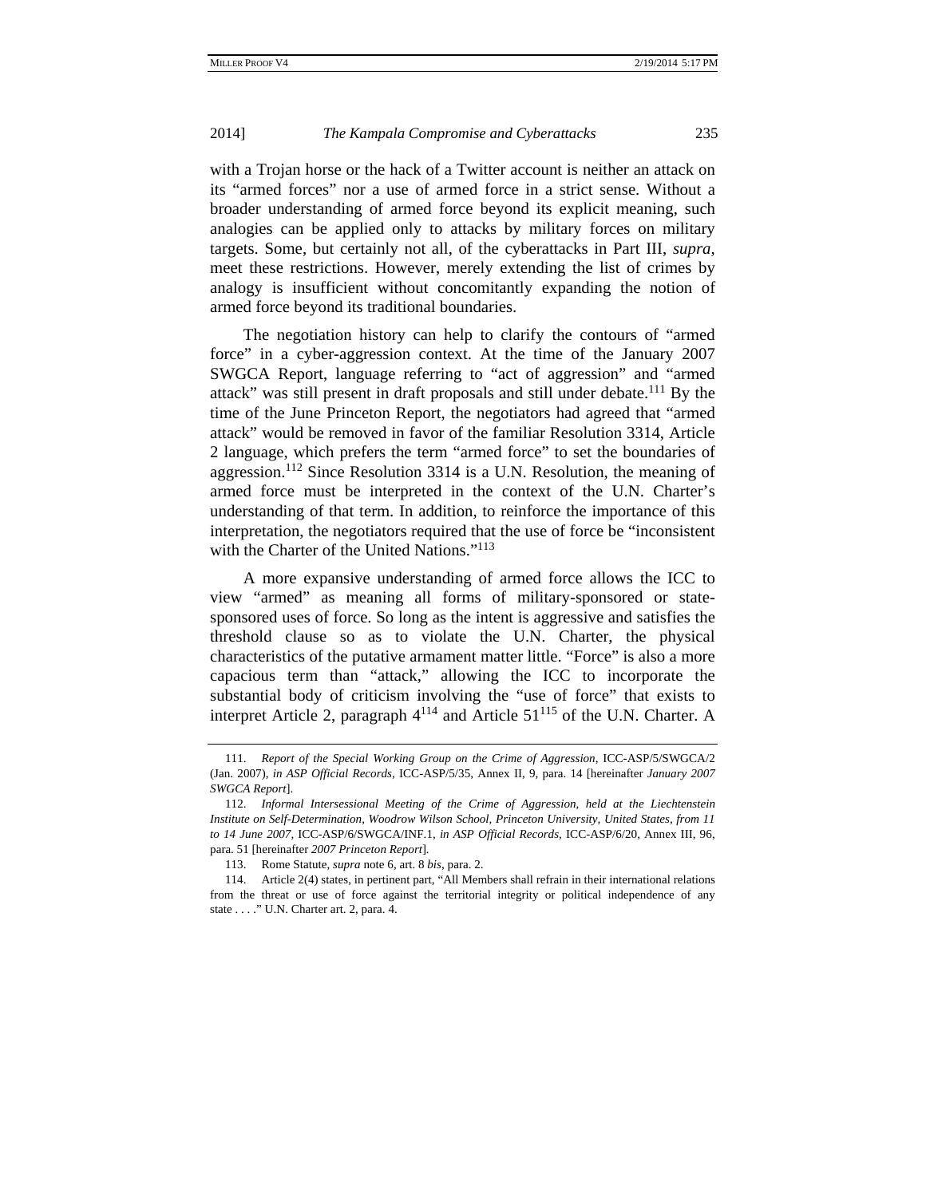with a Trojan horse or the hack of a Twitter account is neither an attack on its "armed forces" nor a use of armed force in a strict sense. Without a broader understanding of armed force beyond its explicit meaning, such analogies can be applied only to attacks by military forces on military targets. Some, but certainly not all, of the cyberattacks in Part III, *supra*, meet these restrictions. However, merely extending the list of crimes by analogy is insufficient without concomitantly expanding the notion of armed force beyond its traditional boundaries.

The negotiation history can help to clarify the contours of "armed force" in a cyber-aggression context. At the time of the January 2007 SWGCA Report, language referring to "act of aggression" and "armed attack" was still present in draft proposals and still under debate.[111] By the time of the June Princeton Report, the negotiators had agreed that "armed attack" would be removed in favor of the familiar Resolution 3314, Article 2 language, which prefers the term "armed force" to set the boundaries of aggression.[112] Since Resolution 3314 is a U.N. Resolution, the meaning of armed force must be interpreted in the context of the U.N. Charter's understanding of that term. In addition, to reinforce the importance of this interpretation, the negotiators required that the use of force be "inconsistent with the Charter of the United Nations."[113]

A more expansive understanding of armed force allows the ICC to view "armed" as meaning all forms of military-sponsored or state-sponsored uses of force. So long as the intent is aggressive and satisfies the threshold clause so as to violate the U.N. Charter, the physical characteristics of the putative armament matter little. "Force" is also a more capacious term than "attack," allowing the ICC to incorporate the substantial body of criticism involving the "use of force" that exists to interpret Article 2, paragraph 4[114] and Article 51[115] of the U.N. Charter. A

---

111. *Report of the Special Working Group on the Crime of Aggression*, ICC-ASP/5/SWGCA/2 (Jan. 2007), *in ASP Official Records*, ICC-ASP/5/35, Annex II, 9, para. 14 [hereinafter *January 2007 SWGCA Report*].

112. *Informal Intersessional Meeting of the Crime of Aggression, held at the Liechtenstein Institute on Self-Determination, Woodrow Wilson School, Princeton University, United States, from 11 to 14 June 2007*, ICC-ASP/6/SWGCA/INF.1, *in ASP Official Records*, ICC-ASP/6/20, Annex III, 96, para. 51 [hereinafter *2007 Princeton Report*].

113. Rome Statute, *supra* note 6, art. 8 *bis*, para. 2.

114. Article 2(4) states, in pertinent part, "All Members shall refrain in their international relations from the threat or use of force against the territorial integrity or political independence of any state . . . ." U.N. Charter art. 2, para. 4.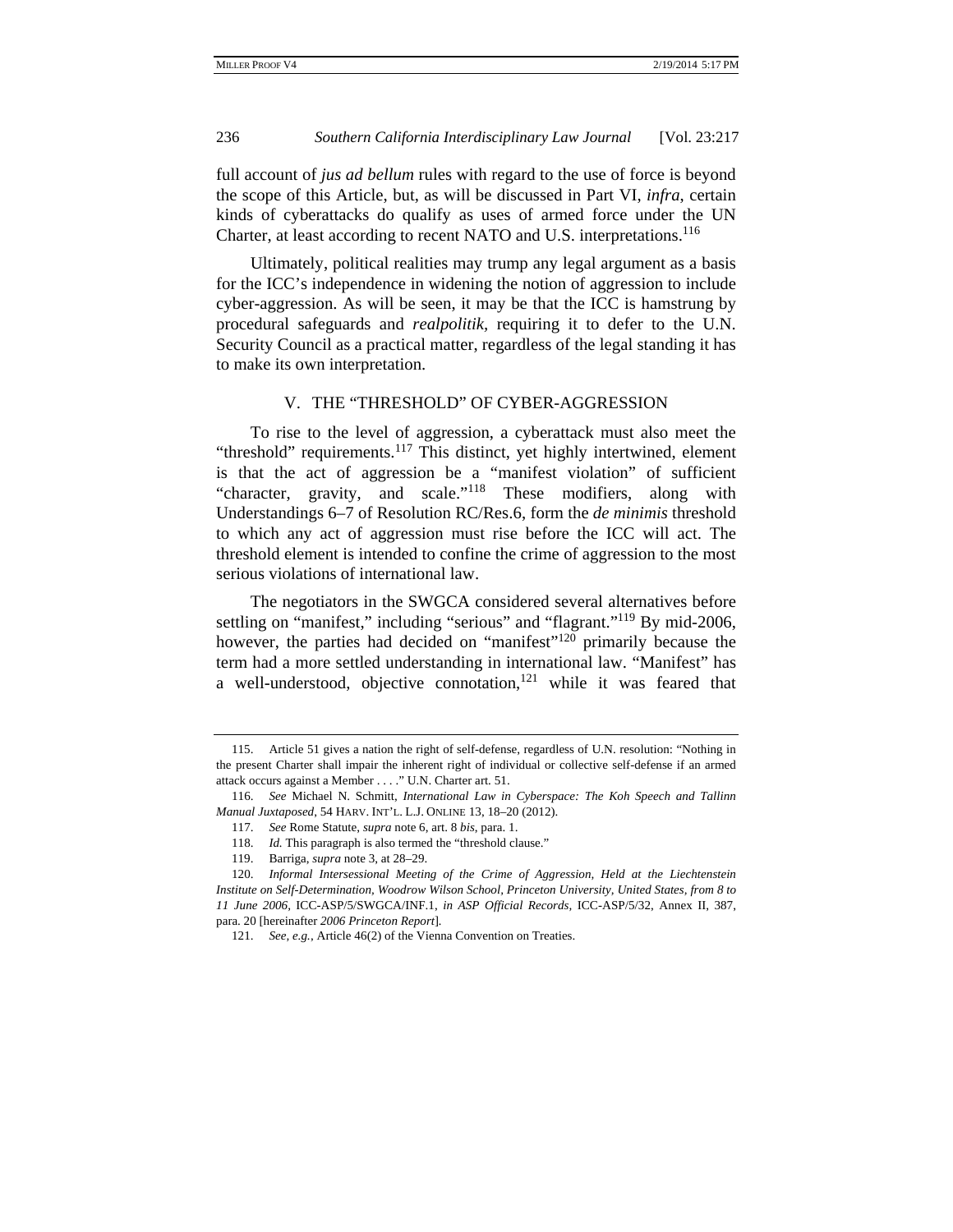full account of *jus ad bellum* rules with regard to the use of force is beyond the scope of this Article, but, as will be discussed in Part VI, *infra*, certain kinds of cyberattacks do qualify as uses of armed force under the UN Charter, at least according to recent NATO and U.S. interpretations.[116]

Ultimately, political realities may trump any legal argument as a basis for the ICC's independence in widening the notion of aggression to include cyber-aggression. As will be seen, it may be that the ICC is hamstrung by procedural safeguards and *realpolitik*, requiring it to defer to the U.N. Security Council as a practical matter, regardless of the legal standing it has to make its own interpretation.

## V. THE "THRESHOLD" OF CYBER-AGGRESSION

To rise to the level of aggression, a cyberattack must also meet the "threshold" requirements.[117] This distinct, yet highly intertwined, element is that the act of aggression be a "manifest violation" of sufficient "character, gravity, and scale."[118] These modifiers, along with Understandings 6–7 of Resolution RC/Res.6, form the *de minimis* threshold to which any act of aggression must rise before the ICC will act. The threshold element is intended to confine the crime of aggression to the most serious violations of international law.

The negotiators in the SWGCA considered several alternatives before settling on "manifest," including "serious" and "flagrant."[119] By mid-2006, however, the parties had decided on "manifest"[120] primarily because the term had a more settled understanding in international law. "Manifest" has a well-understood, objective connotation,[121] while it was feared that

---

115. Article 51 gives a nation the right of self-defense, regardless of U.N. resolution: "Nothing in the present Charter shall impair the inherent right of individual or collective self-defense if an armed attack occurs against a Member . . . ." U.N. Charter art. 51.

116. *See* Michael N. Schmitt, *International Law in Cyberspace: The Koh Speech and Tallinn Manual Juxtaposed*, 54 HARV. INT'L. L.J. ONLINE 13, 18–20 (2012).

117. *See* Rome Statute, *supra* note 6, art. 8 *bis*, para. 1.

118. *Id.* This paragraph is also termed the "threshold clause."

119. Barriga, *supra* note 3, at 28–29.

120. *Informal Intersessional Meeting of the Crime of Aggression, Held at the Liechtenstein Institute on Self-Determination, Woodrow Wilson School, Princeton University, United States, from 8 to 11 June 2006*, ICC-ASP/5/SWGCA/INF.1, *in ASP Official Records*, ICC-ASP/5/32, Annex II, 387, para. 20 [hereinafter *2006 Princeton Report*].

121. *See, e.g.*, Article 46(2) of the Vienna Convention on Treaties.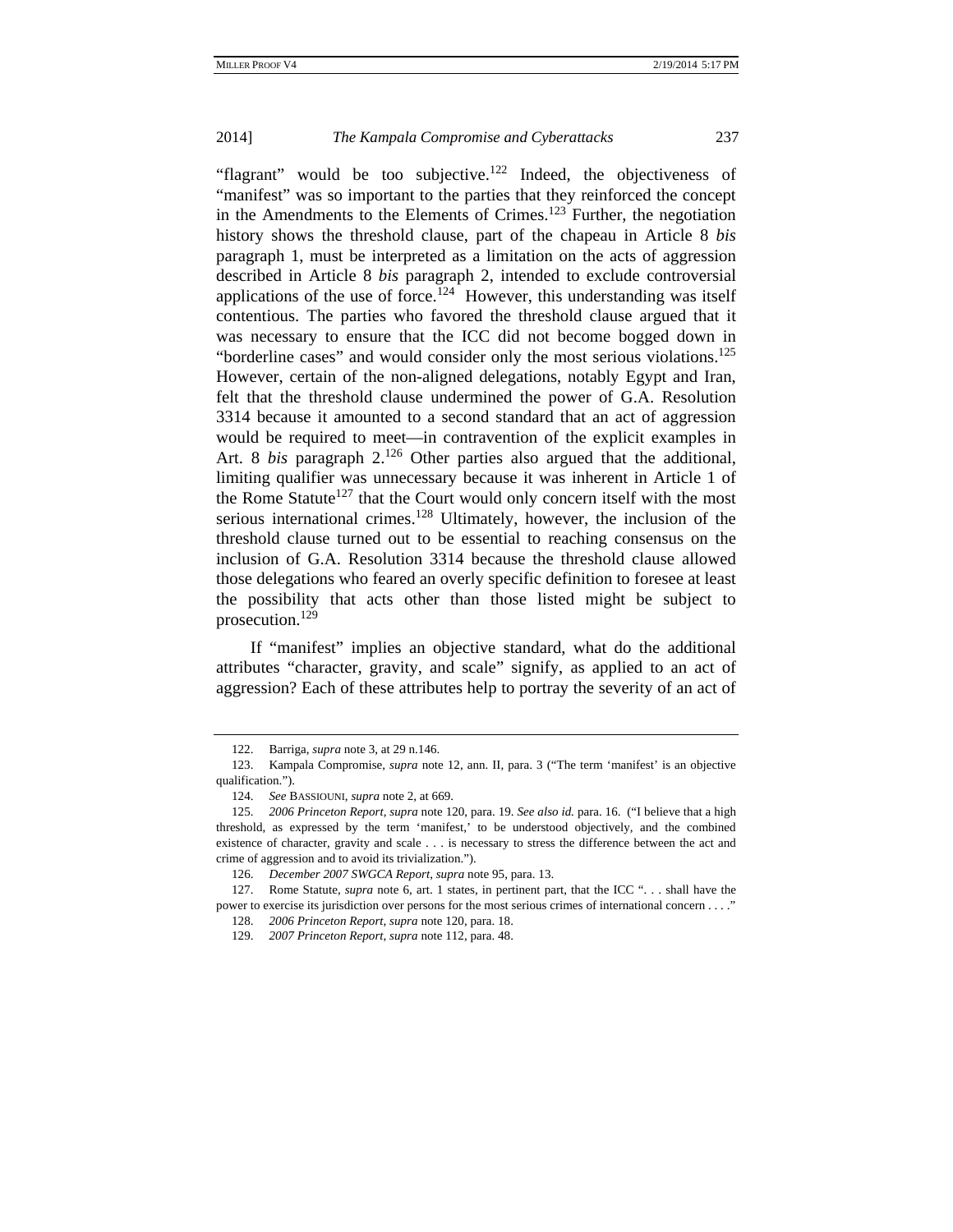"flagrant" would be too subjective.[122] Indeed, the objectiveness of "manifest" was so important to the parties that they reinforced the concept in the Amendments to the Elements of Crimes.[123] Further, the negotiation history shows the threshold clause, part of the chapeau in Article 8 *bis* paragraph 1, must be interpreted as a limitation on the acts of aggression described in Article 8 *bis* paragraph 2, intended to exclude controversial applications of the use of force.[124] However, this understanding was itself contentious. The parties who favored the threshold clause argued that it was necessary to ensure that the ICC did not become bogged down in "borderline cases" and would consider only the most serious violations.[125] However, certain of the non-aligned delegations, notably Egypt and Iran, felt that the threshold clause undermined the power of G.A. Resolution 3314 because it amounted to a second standard that an act of aggression would be required to meet—in contravention of the explicit examples in Art. 8 *bis* paragraph 2.[126] Other parties also argued that the additional, limiting qualifier was unnecessary because it was inherent in Article 1 of the Rome Statute[127] that the Court would only concern itself with the most serious international crimes.[128] Ultimately, however, the inclusion of the threshold clause turned out to be essential to reaching consensus on the inclusion of G.A. Resolution 3314 because the threshold clause allowed those delegations who feared an overly specific definition to foresee at least the possibility that acts other than those listed might be subject to prosecution.[129]

If "manifest" implies an objective standard, what do the additional attributes "character, gravity, and scale" signify, as applied to an act of aggression? Each of these attributes help to portray the severity of an act of

---

122. Barriga, *supra* note 3, at 29 n.146.

123. Kampala Compromise, *supra* note 12, ann. II, para. 3 ("The term 'manifest' is an objective qualification.").

124. *See* BASSIOUNI, *supra* note 2, at 669.

125. *2006 Princeton Report*, *supra* note 120, para. 19. *See also id.* para. 16. ("I believe that a high threshold, as expressed by the term 'manifest,' to be understood objectively, and the combined existence of character, gravity and scale . . . is necessary to stress the difference between the act and crime of aggression and to avoid its trivialization.").

126. *December 2007 SWGCA Report*, *supra* note 95, para. 13.

127. Rome Statute, *supra* note 6, art. 1 states, in pertinent part, that the ICC ". . . shall have the power to exercise its jurisdiction over persons for the most serious crimes of international concern . . . ."

128. *2006 Princeton Report*, *supra* note 120, para. 18.

129. *2007 Princeton Report*, *supra* note 112, para. 48.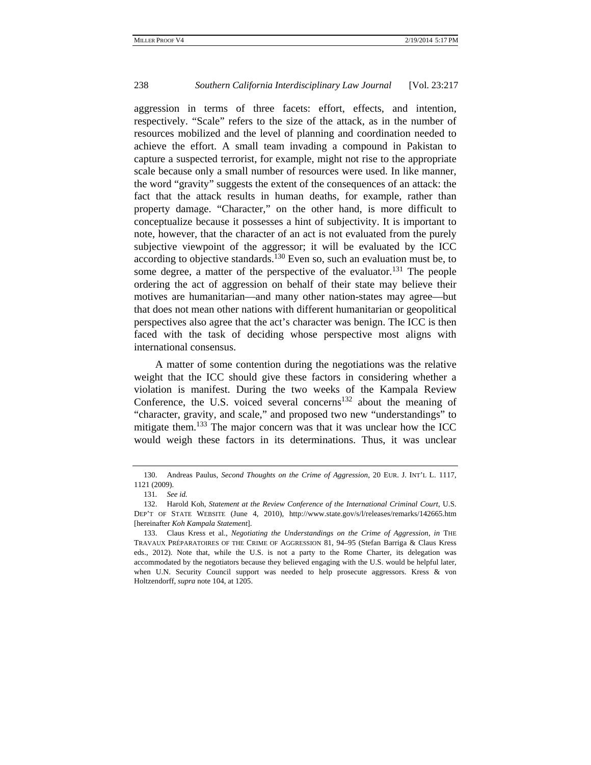aggression in terms of three facets: effort, effects, and intention, respectively. "Scale" refers to the size of the attack, as in the number of resources mobilized and the level of planning and coordination needed to achieve the effort. A small team invading a compound in Pakistan to capture a suspected terrorist, for example, might not rise to the appropriate scale because only a small number of resources were used. In like manner, the word "gravity" suggests the extent of the consequences of an attack: the fact that the attack results in human deaths, for example, rather than property damage. "Character," on the other hand, is more difficult to conceptualize because it possesses a hint of subjectivity. It is important to note, however, that the character of an act is not evaluated from the purely subjective viewpoint of the aggressor; it will be evaluated by the ICC according to objective standards.[130] Even so, such an evaluation must be, to some degree, a matter of the perspective of the evaluator.[131] The people ordering the act of aggression on behalf of their state may believe their motives are humanitarian—and many other nation-states may agree—but that does not mean other nations with different humanitarian or geopolitical perspectives also agree that the act's character was benign. The ICC is then faced with the task of deciding whose perspective most aligns with international consensus.

A matter of some contention during the negotiations was the relative weight that the ICC should give these factors in considering whether a violation is manifest. During the two weeks of the Kampala Review Conference, the U.S. voiced several concerns[132] about the meaning of "character, gravity, and scale," and proposed two new "understandings" to mitigate them.[133] The major concern was that it was unclear how the ICC would weigh these factors in its determinations. Thus, it was unclear

---

130. Andreas Paulus, *Second Thoughts on the Crime of Aggression*, 20 EUR. J. INT'L L. 1117, 1121 (2009).

131. *See id.*

132. Harold Koh, *Statement at the Review Conference of the International Criminal Court*, U.S. DEP'T OF STATE WEBSITE (June 4, 2010), http://www.state.gov/s/l/releases/remarks/142665.htm [hereinafter *Koh Kampala Statement*].

133. Claus Kress et al., *Negotiating the Understandings on the Crime of Aggression*, *in* THE TRAVAUX PRÉPARATOIRES OF THE CRIME OF AGGRESSION 81, 94–95 (Stefan Barriga & Claus Kress eds., 2012). Note that, while the U.S. is not a party to the Rome Charter, its delegation was accommodated by the negotiators because they believed engaging with the U.S. would be helpful later, when U.N. Security Council support was needed to help prosecute aggressors. Kress & von Holtzendorff, *supra* note 104, at 1205.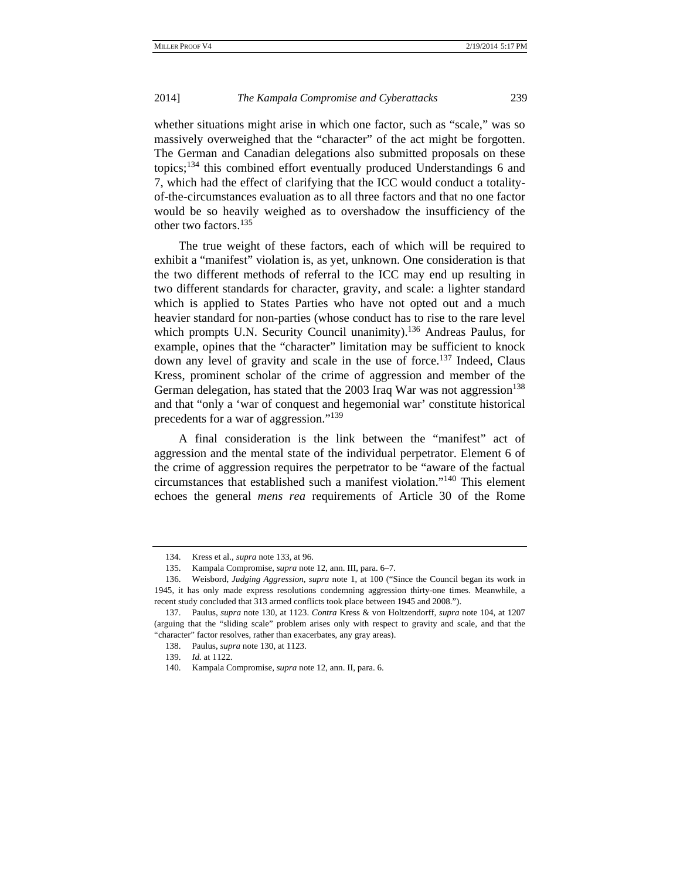whether situations might arise in which one factor, such as "scale," was so massively overweighed that the "character" of the act might be forgotten. The German and Canadian delegations also submitted proposals on these topics;[134] this combined effort eventually produced Understandings 6 and 7, which had the effect of clarifying that the ICC would conduct a totality-of-the-circumstances evaluation as to all three factors and that no one factor would be so heavily weighed as to overshadow the insufficiency of the other two factors.[135]

The true weight of these factors, each of which will be required to exhibit a "manifest" violation is, as yet, unknown. One consideration is that the two different methods of referral to the ICC may end up resulting in two different standards for character, gravity, and scale: a lighter standard which is applied to States Parties who have not opted out and a much heavier standard for non-parties (whose conduct has to rise to the rare level which prompts U.N. Security Council unanimity).[136] Andreas Paulus, for example, opines that the "character" limitation may be sufficient to knock down any level of gravity and scale in the use of force.[137] Indeed, Claus Kress, prominent scholar of the crime of aggression and member of the German delegation, has stated that the 2003 Iraq War was not aggression[138] and that "only a 'war of conquest and hegemonial war' constitute historical precedents for a war of aggression."[139]

A final consideration is the link between the "manifest" act of aggression and the mental state of the individual perpetrator. Element 6 of the crime of aggression requires the perpetrator to be "aware of the factual circumstances that established such a manifest violation."[140] This element echoes the general *mens rea* requirements of Article 30 of the Rome

---

134. Kress et al., *supra* note 133, at 96.

135. Kampala Compromise, *supra* note 12, ann. III, para. 6–7.

136. Weisbord, *Judging Aggression*, *supra* note 1, at 100 ("Since the Council began its work in 1945, it has only made express resolutions condemning aggression thirty-one times. Meanwhile, a recent study concluded that 313 armed conflicts took place between 1945 and 2008.").

137. Paulus, *supra* note 130, at 1123. *Contra* Kress & von Holtzendorff, *supra* note 104, at 1207 (arguing that the "sliding scale" problem arises only with respect to gravity and scale, and that the "character" factor resolves, rather than exacerbates, any gray areas).

138. Paulus, *supra* note 130, at 1123.

139. *Id.* at 1122.

140. Kampala Compromise, *supra* note 12, ann. II, para. 6.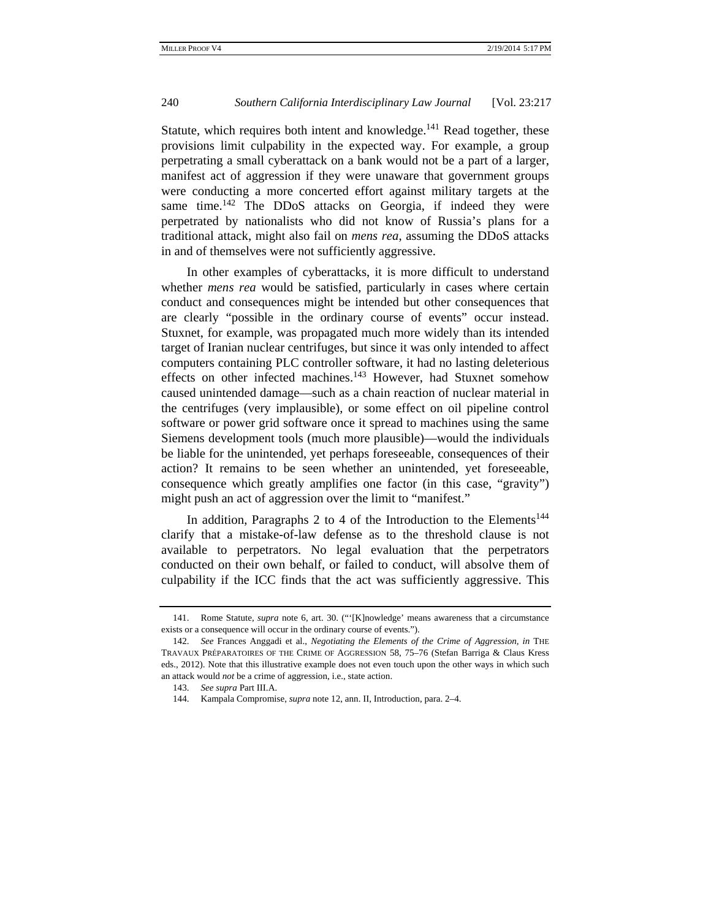Statute, which requires both intent and knowledge.[141] Read together, these provisions limit culpability in the expected way. For example, a group perpetrating a small cyberattack on a bank would not be a part of a larger, manifest act of aggression if they were unaware that government groups were conducting a more concerted effort against military targets at the same time.[142] The DDoS attacks on Georgia, if indeed they were perpetrated by nationalists who did not know of Russia's plans for a traditional attack, might also fail on *mens rea*, assuming the DDoS attacks in and of themselves were not sufficiently aggressive.

In other examples of cyberattacks, it is more difficult to understand whether *mens rea* would be satisfied, particularly in cases where certain conduct and consequences might be intended but other consequences that are clearly "possible in the ordinary course of events" occur instead. Stuxnet, for example, was propagated much more widely than its intended target of Iranian nuclear centrifuges, but since it was only intended to affect computers containing PLC controller software, it had no lasting deleterious effects on other infected machines.[143] However, had Stuxnet somehow caused unintended damage—such as a chain reaction of nuclear material in the centrifuges (very implausible), or some effect on oil pipeline control software or power grid software once it spread to machines using the same Siemens development tools (much more plausible)—would the individuals be liable for the unintended, yet perhaps foreseeable, consequences of their action? It remains to be seen whether an unintended, yet foreseeable, consequence which greatly amplifies one factor (in this case, "gravity") might push an act of aggression over the limit to "manifest."

In addition, Paragraphs 2 to 4 of the Introduction to the Elements[144] clarify that a mistake-of-law defense as to the threshold clause is not available to perpetrators. No legal evaluation that the perpetrators conducted on their own behalf, or failed to conduct, will absolve them of culpability if the ICC finds that the act was sufficiently aggressive. This

---

141. Rome Statute, *supra* note 6, art. 30. ("'[K]nowledge' means awareness that a circumstance exists or a consequence will occur in the ordinary course of events.").

142. *See* Frances Anggadi et al., *Negotiating the Elements of the Crime of Aggression*, *in* THE TRAVAUX PRÉPARATOIRES OF THE CRIME OF AGGRESSION 58, 75–76 (Stefan Barriga & Claus Kress eds., 2012). Note that this illustrative example does not even touch upon the other ways in which such an attack would *not* be a crime of aggression, i.e., state action.

143. *See supra* Part III.A.

144. Kampala Compromise, *supra* note 12, ann. II, Introduction, para. 2–4.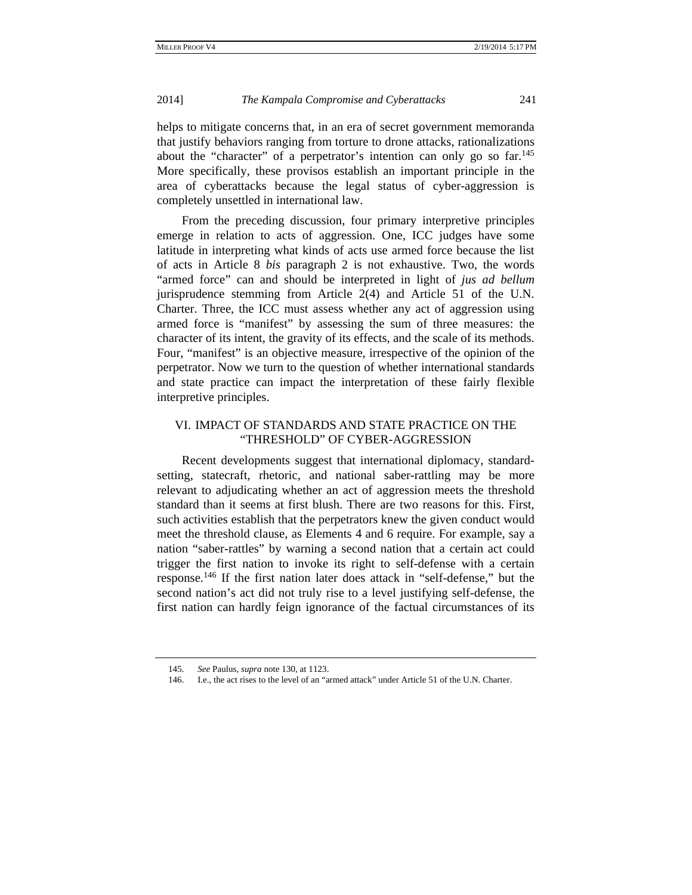helps to mitigate concerns that, in an era of secret government memoranda that justify behaviors ranging from torture to drone attacks, rationalizations about the "character" of a perpetrator's intention can only go so far.[145] More specifically, these provisos establish an important principle in the area of cyberattacks because the legal status of cyber-aggression is completely unsettled in international law.

From the preceding discussion, four primary interpretive principles emerge in relation to acts of aggression. One, ICC judges have some latitude in interpreting what kinds of acts use armed force because the list of acts in Article 8 *bis* paragraph 2 is not exhaustive. Two, the words "armed force" can and should be interpreted in light of *jus ad bellum* jurisprudence stemming from Article 2(4) and Article 51 of the U.N. Charter. Three, the ICC must assess whether any act of aggression using armed force is "manifest" by assessing the sum of three measures: the character of its intent, the gravity of its effects, and the scale of its methods. Four, "manifest" is an objective measure, irrespective of the opinion of the perpetrator. Now we turn to the question of whether international standards and state practice can impact the interpretation of these fairly flexible interpretive principles.

## VI. IMPACT OF STANDARDS AND STATE PRACTICE ON THE "THRESHOLD" OF CYBER-AGGRESSION

Recent developments suggest that international diplomacy, standard-setting, statecraft, rhetoric, and national saber-rattling may be more relevant to adjudicating whether an act of aggression meets the threshold standard than it seems at first blush. There are two reasons for this. First, such activities establish that the perpetrators knew the given conduct would meet the threshold clause, as Elements 4 and 6 require. For example, say a nation "saber-rattles" by warning a second nation that a certain act could trigger the first nation to invoke its right to self-defense with a certain response.[146] If the first nation later does attack in "self-defense," but the second nation's act did not truly rise to a level justifying self-defense, the first nation can hardly feign ignorance of the factual circumstances of its

---

145. *See* Paulus, *supra* note 130, at 1123.

146. I.e., the act rises to the level of an "armed attack" under Article 51 of the U.N. Charter.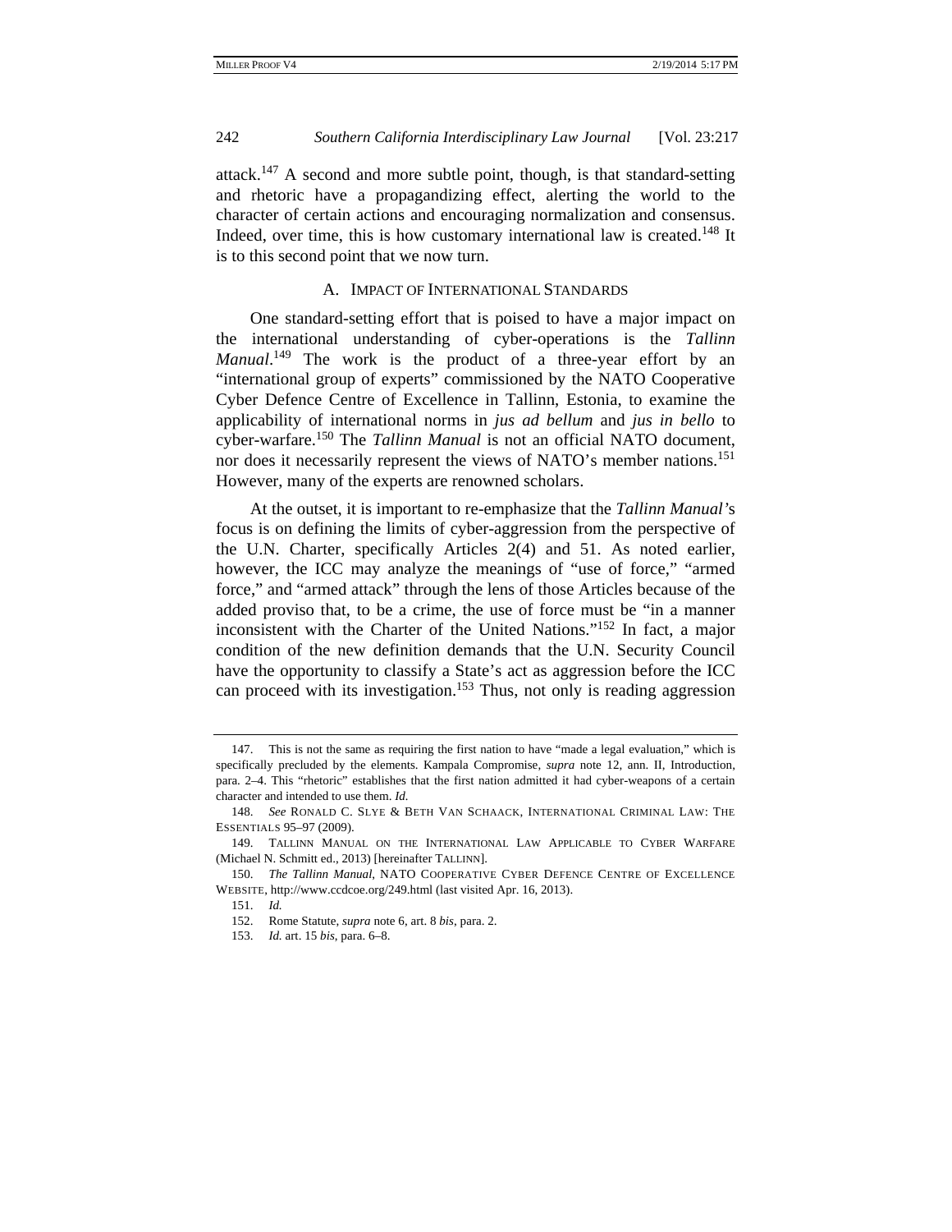attack.[147] A second and more subtle point, though, is that standard-setting and rhetoric have a propagandizing effect, alerting the world to the character of certain actions and encouraging normalization and consensus. Indeed, over time, this is how customary international law is created.[148] It is to this second point that we now turn.

### A. IMPACT OF INTERNATIONAL STANDARDS

One standard-setting effort that is poised to have a major impact on the international understanding of cyber-operations is the *Tallinn Manual*.[149] The work is the product of a three-year effort by an "international group of experts" commissioned by the NATO Cooperative Cyber Defence Centre of Excellence in Tallinn, Estonia, to examine the applicability of international norms in *jus ad bellum* and *jus in bello* to cyber-warfare.[150] The *Tallinn Manual* is not an official NATO document, nor does it necessarily represent the views of NATO's member nations.[151] However, many of the experts are renowned scholars.

At the outset, it is important to re-emphasize that the *Tallinn Manual*'s focus is on defining the limits of cyber-aggression from the perspective of the U.N. Charter, specifically Articles 2(4) and 51. As noted earlier, however, the ICC may analyze the meanings of "use of force," "armed force," and "armed attack" through the lens of those Articles because of the added proviso that, to be a crime, the use of force must be "in a manner inconsistent with the Charter of the United Nations."[152] In fact, a major condition of the new definition demands that the U.N. Security Council have the opportunity to classify a State's act as aggression before the ICC can proceed with its investigation.[153] Thus, not only is reading aggression

---

147. This is not the same as requiring the first nation to have "made a legal evaluation," which is specifically precluded by the elements. Kampala Compromise, *supra* note 12, ann. II, Introduction, para. 2–4. This "rhetoric" establishes that the first nation admitted it had cyber-weapons of a certain character and intended to use them. *Id.*

148. *See* RONALD C. SLYE & BETH VAN SCHAACK, INTERNATIONAL CRIMINAL LAW: THE ESSENTIALS 95–97 (2009).

149. TALLINN MANUAL ON THE INTERNATIONAL LAW APPLICABLE TO CYBER WARFARE (Michael N. Schmitt ed., 2013) [hereinafter TALLINN].

150. *The Tallinn Manual*, NATO COOPERATIVE CYBER DEFENCE CENTRE OF EXCELLENCE WEBSITE, http://www.ccdcoe.org/249.html (last visited Apr. 16, 2013).

151. *Id.*

152. Rome Statute, *supra* note 6, art. 8 *bis*, para. 2.

153. *Id.* art. 15 *bis*, para. 6–8.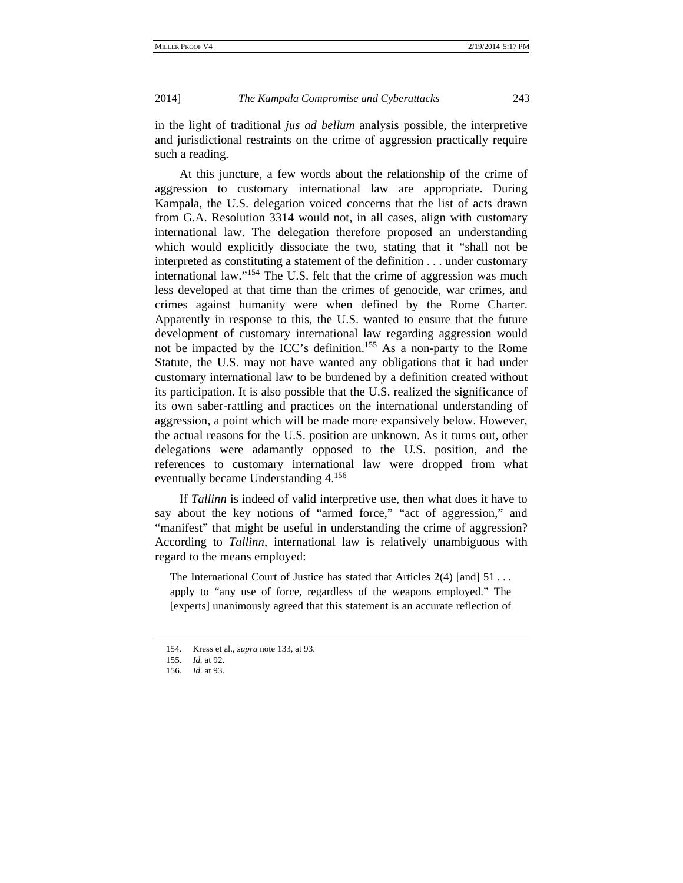in the light of traditional *jus ad bellum* analysis possible, the interpretive and jurisdictional restraints on the crime of aggression practically require such a reading.

At this juncture, a few words about the relationship of the crime of aggression to customary international law are appropriate. During Kampala, the U.S. delegation voiced concerns that the list of acts drawn from G.A. Resolution 3314 would not, in all cases, align with customary international law. The delegation therefore proposed an understanding which would explicitly dissociate the two, stating that it "shall not be interpreted as constituting a statement of the definition . . . under customary international law."[154] The U.S. felt that the crime of aggression was much less developed at that time than the crimes of genocide, war crimes, and crimes against humanity were when defined by the Rome Charter. Apparently in response to this, the U.S. wanted to ensure that the future development of customary international law regarding aggression would not be impacted by the ICC's definition.[155] As a non-party to the Rome Statute, the U.S. may not have wanted any obligations that it had under customary international law to be burdened by a definition created without its participation. It is also possible that the U.S. realized the significance of its own saber-rattling and practices on the international understanding of aggression, a point which will be made more expansively below. However, the actual reasons for the U.S. position are unknown. As it turns out, other delegations were adamantly opposed to the U.S. position, and the references to customary international law were dropped from what eventually became Understanding 4.[156]

If *Tallinn* is indeed of valid interpretive use, then what does it have to say about the key notions of "armed force," "act of aggression," and "manifest" that might be useful in understanding the crime of aggression? According to *Tallinn*, international law is relatively unambiguous with regard to the means employed:

> The International Court of Justice has stated that Articles 2(4) [and] 51 . . . apply to "any use of force, regardless of the weapons employed." The [experts] unanimously agreed that this statement is an accurate reflection of

---

154. Kress et al., *supra* note 133, at 93.

155. *Id.* at 92.

156. *Id.* at 93.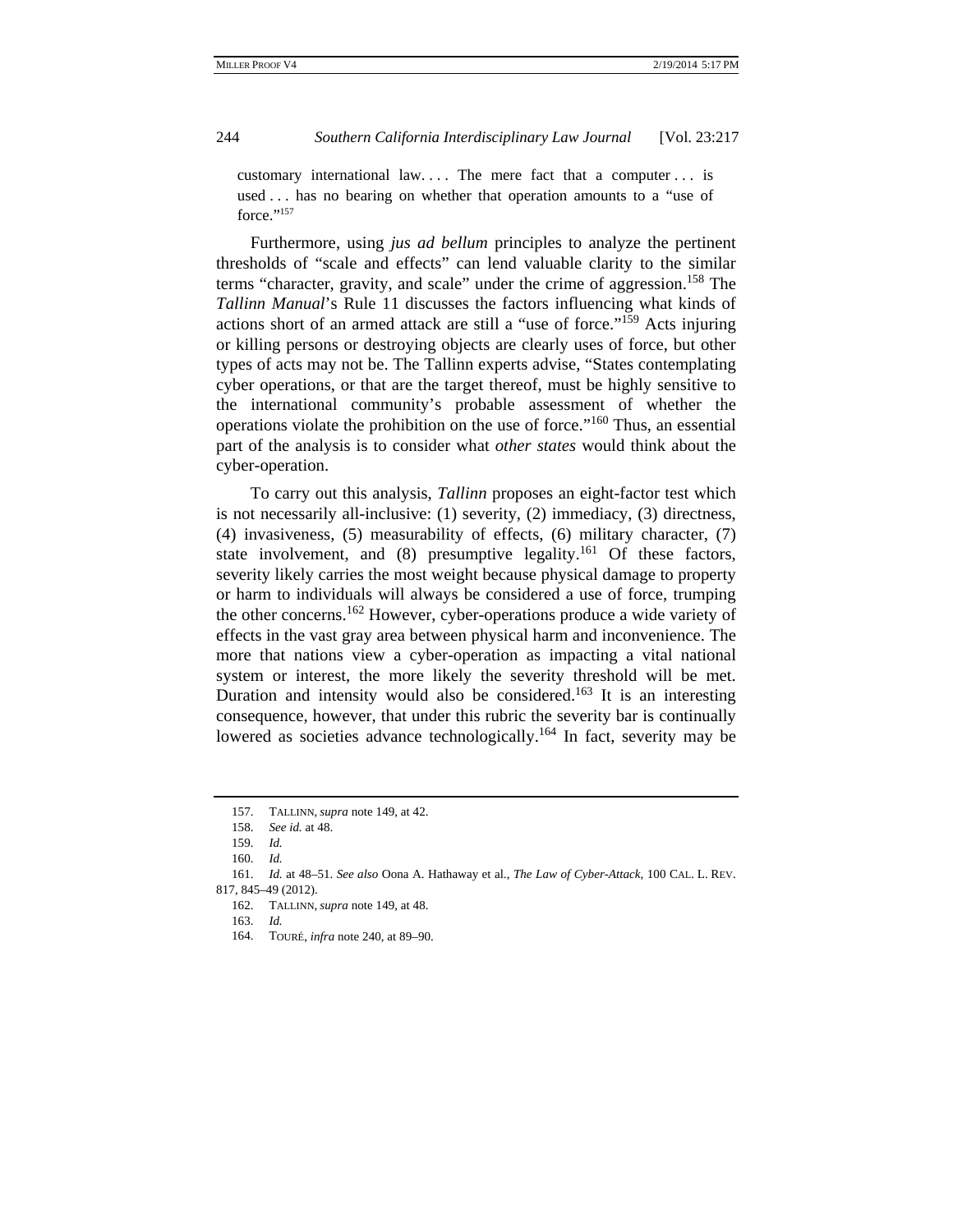> customary international law. . . . The mere fact that a computer . . . is used . . . has no bearing on whether that operation amounts to a "use of force."[157]

Furthermore, using *jus ad bellum* principles to analyze the pertinent thresholds of "scale and effects" can lend valuable clarity to the similar terms "character, gravity, and scale" under the crime of aggression.[158] The *Tallinn Manual*'s Rule 11 discusses the factors influencing what kinds of actions short of an armed attack are still a "use of force."[159] Acts injuring or killing persons or destroying objects are clearly uses of force, but other types of acts may not be. The Tallinn experts advise, "States contemplating cyber operations, or that are the target thereof, must be highly sensitive to the international community's probable assessment of whether the operations violate the prohibition on the use of force."[160] Thus, an essential part of the analysis is to consider what *other states* would think about the cyber-operation.

To carry out this analysis, *Tallinn* proposes an eight-factor test which is not necessarily all-inclusive: (1) severity, (2) immediacy, (3) directness, (4) invasiveness, (5) measurability of effects, (6) military character, (7) state involvement, and (8) presumptive legality.[161] Of these factors, severity likely carries the most weight because physical damage to property or harm to individuals will always be considered a use of force, trumping the other concerns.[162] However, cyber-operations produce a wide variety of effects in the vast gray area between physical harm and inconvenience. The more that nations view a cyber-operation as impacting a vital national system or interest, the more likely the severity threshold will be met. Duration and intensity would also be considered.[163] It is an interesting consequence, however, that under this rubric the severity bar is continually lowered as societies advance technologically.[164] In fact, severity may be

---

157. TALLINN, *supra* note 149, at 42.

158. *See id.* at 48.

159. *Id.*

160. *Id.*

161. *Id.* at 48–51. *See also* Oona A. Hathaway et al., *The Law of Cyber-Attack*, 100 CAL. L. REV. 817, 845–49 (2012).

162. TALLINN, *supra* note 149, at 48.

163. *Id.*

164. TOURÉ, *infra* note 240, at 89–90.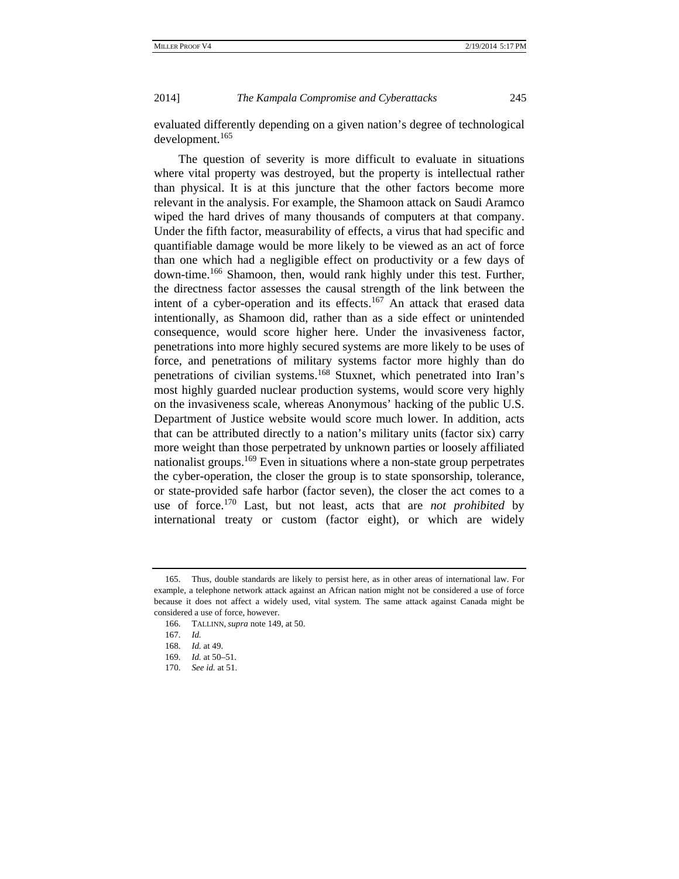evaluated differently depending on a given nation's degree of technological development.[165]

The question of severity is more difficult to evaluate in situations where vital property was destroyed, but the property is intellectual rather than physical. It is at this juncture that the other factors become more relevant in the analysis. For example, the Shamoon attack on Saudi Aramco wiped the hard drives of many thousands of computers at that company. Under the fifth factor, measurability of effects, a virus that had specific and quantifiable damage would be more likely to be viewed as an act of force than one which had a negligible effect on productivity or a few days of down-time.[166] Shamoon, then, would rank highly under this test. Further, the directness factor assesses the causal strength of the link between the intent of a cyber-operation and its effects.[167] An attack that erased data intentionally, as Shamoon did, rather than as a side effect or unintended consequence, would score higher here. Under the invasiveness factor, penetrations into more highly secured systems are more likely to be uses of force, and penetrations of military systems factor more highly than do penetrations of civilian systems.[168] Stuxnet, which penetrated into Iran's most highly guarded nuclear production systems, would score very highly on the invasiveness scale, whereas Anonymous' hacking of the public U.S. Department of Justice website would score much lower. In addition, acts that can be attributed directly to a nation's military units (factor six) carry more weight than those perpetrated by unknown parties or loosely affiliated nationalist groups.[169] Even in situations where a non-state group perpetrates the cyber-operation, the closer the group is to state sponsorship, tolerance, or state-provided safe harbor (factor seven), the closer the act comes to a use of force.[170] Last, but not least, acts that are *not prohibited* by international treaty or custom (factor eight), or which are widely

---

165. Thus, double standards are likely to persist here, as in other areas of international law. For example, a telephone network attack against an African nation might not be considered a use of force because it does not affect a widely used, vital system. The same attack against Canada might be considered a use of force, however.

166. TALLINN, *supra* note 149, at 50.

167. *Id.*

168. *Id.* at 49.

169. *Id.* at 50–51.

170. *See id.* at 51.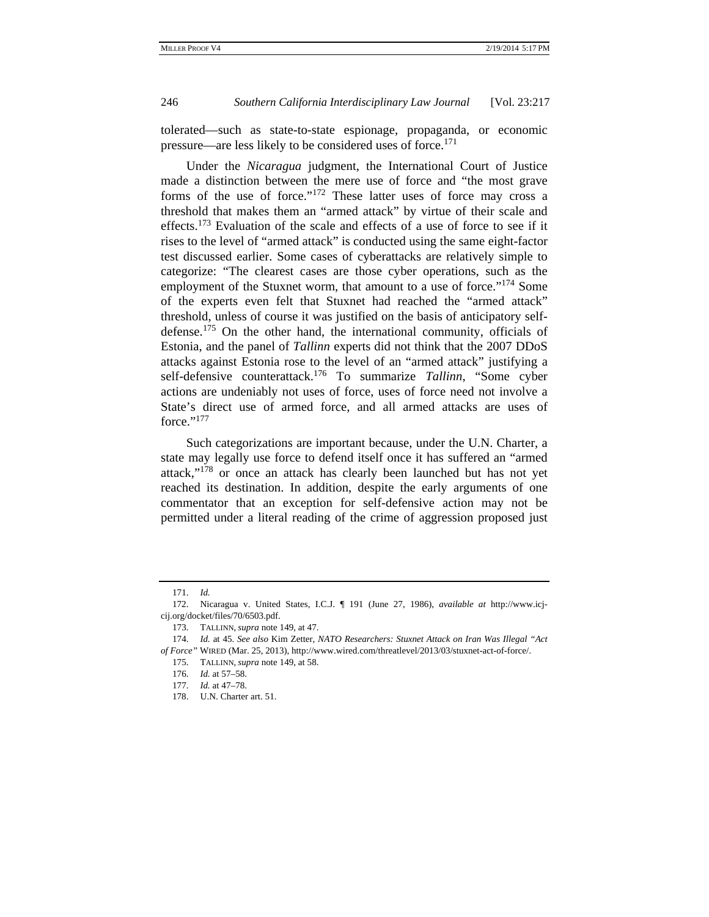tolerated—such as state-to-state espionage, propaganda, or economic pressure—are less likely to be considered uses of force.[171]

Under the *Nicaragua* judgment, the International Court of Justice made a distinction between the mere use of force and "the most grave forms of the use of force."[172] These latter uses of force may cross a threshold that makes them an "armed attack" by virtue of their scale and effects.[173] Evaluation of the scale and effects of a use of force to see if it rises to the level of "armed attack" is conducted using the same eight-factor test discussed earlier. Some cases of cyberattacks are relatively simple to categorize: "The clearest cases are those cyber operations, such as the employment of the Stuxnet worm, that amount to a use of force."[174] Some of the experts even felt that Stuxnet had reached the "armed attack" threshold, unless of course it was justified on the basis of anticipatory self-defense.[175] On the other hand, the international community, officials of Estonia, and the panel of *Tallinn* experts did not think that the 2007 DDoS attacks against Estonia rose to the level of an "armed attack" justifying a self-defensive counterattack.[176] To summarize *Tallinn*, "Some cyber actions are undeniably not uses of force, uses of force need not involve a State's direct use of armed force, and all armed attacks are uses of force."[177]

Such categorizations are important because, under the U.N. Charter, a state may legally use force to defend itself once it has suffered an "armed attack,"[178] or once an attack has clearly been launched but has not yet reached its destination. In addition, despite the early arguments of one commentator that an exception for self-defensive action may not be permitted under a literal reading of the crime of aggression proposed just

---

171. *Id.*

172. Nicaragua v. United States, I.C.J. ¶ 191 (June 27, 1986), *available at* http://www.icj-cij.org/docket/files/70/6503.pdf.

173. TALLINN, *supra* note 149, at 47.

174. *Id.* at 45. *See also* Kim Zetter, *NATO Researchers: Stuxnet Attack on Iran Was Illegal "Act of Force"* WIRED (Mar. 25, 2013), http://www.wired.com/threatlevel/2013/03/stuxnet-act-of-force/.

175. TALLINN, *supra* note 149, at 58.

176. *Id.* at 57–58.

177. *Id.* at 47–78.

178. U.N. Charter art. 51.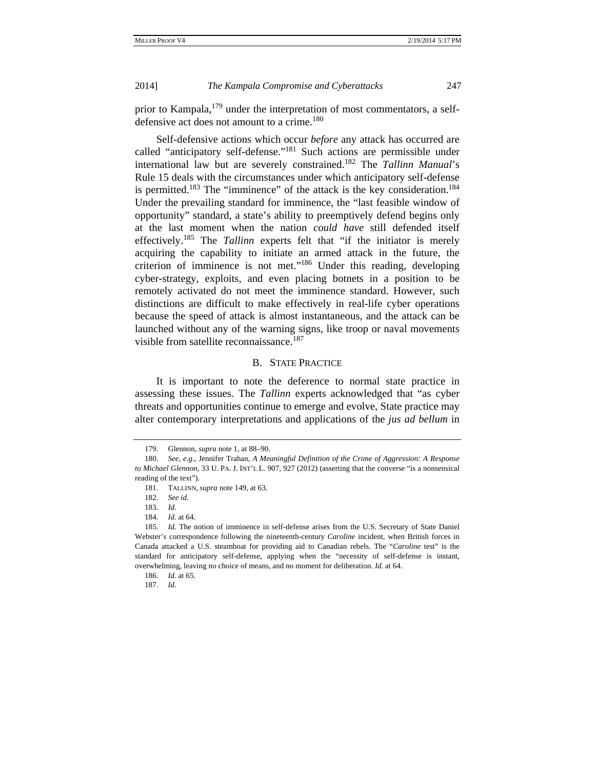prior to Kampala,[179] under the interpretation of most commentators, a self-defensive act does not amount to a crime.[180]

Self-defensive actions which occur *before* any attack has occurred are called "anticipatory self-defense."[181] Such actions are permissible under international law but are severely constrained.[182] The *Tallinn Manual*'s Rule 15 deals with the circumstances under which anticipatory self-defense is permitted.[183] The "imminence" of the attack is the key consideration.[184] Under the prevailing standard for imminence, the "last feasible window of opportunity" standard, a state's ability to preemptively defend begins only at the last moment when the nation *could have* still defended itself effectively.[185] The *Tallinn* experts felt that "if the initiator is merely acquiring the capability to initiate an armed attack in the future, the criterion of imminence is not met."[186] Under this reading, developing cyber-strategy, exploits, and even placing botnets in a position to be remotely activated do not meet the imminence standard. However, such distinctions are difficult to make effectively in real-life cyber operations because the speed of attack is almost instantaneous, and the attack can be launched without any of the warning signs, like troop or naval movements visible from satellite reconnaissance.[187]

### B. State Practice

It is important to note the deference to normal state practice in assessing these issues. The *Tallinn* experts acknowledged that "as cyber threats and opportunities continue to emerge and evolve, State practice may alter contemporary interpretations and applications of the *jus ad bellum* in

---

179. Glennon, *supra* note 1, at 88–90.

180. *See, e.g.*, Jennifer Trahan, *A Meaningful Definition of the Crime of Aggression: A Response to Michael Glennon*, 33 U. PA. J. INT'L L. 907, 927 (2012) (asserting that the converse "is a nonsensical reading of the text").

181. TALLINN, *supra* note 149, at 63.

182. *See id.*

183. *Id.*

184. *Id.* at 64.

185. *Id.* The notion of imminence in self-defense arises from the U.S. Secretary of State Daniel Webster's correspondence following the nineteenth-century *Caroline* incident, when British forces in Canada attacked a U.S. steamboat for providing aid to Canadian rebels. The "*Caroline* test" is the standard for anticipatory self-defense, applying when the "necessity of self-defense is instant, overwhelming, leaving no choice of means, and no moment for deliberation. *Id.* at 64.

186. *Id.* at 65.

187. *Id*.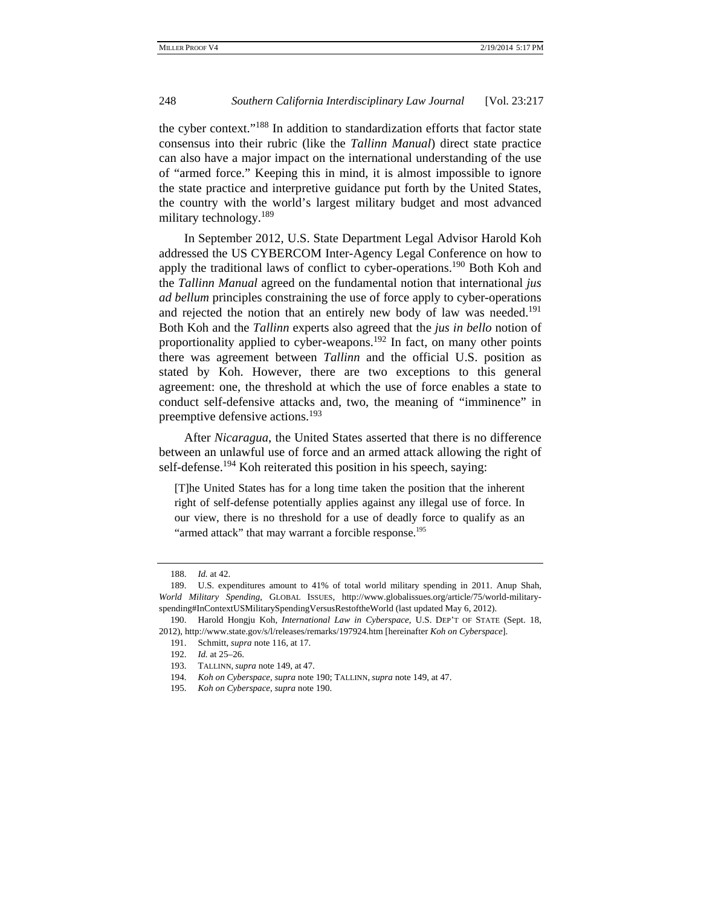the cyber context."[188] In addition to standardization efforts that factor state consensus into their rubric (like the *Tallinn Manual*) direct state practice can also have a major impact on the international understanding of the use of "armed force." Keeping this in mind, it is almost impossible to ignore the state practice and interpretive guidance put forth by the United States, the country with the world's largest military budget and most advanced military technology.[189]

In September 2012, U.S. State Department Legal Advisor Harold Koh addressed the US CYBERCOM Inter-Agency Legal Conference on how to apply the traditional laws of conflict to cyber-operations.[190] Both Koh and the *Tallinn Manual* agreed on the fundamental notion that international *jus ad bellum* principles constraining the use of force apply to cyber-operations and rejected the notion that an entirely new body of law was needed.[191] Both Koh and the *Tallinn* experts also agreed that the *jus in bello* notion of proportionality applied to cyber-weapons.[192] In fact, on many other points there was agreement between *Tallinn* and the official U.S. position as stated by Koh. However, there are two exceptions to this general agreement: one, the threshold at which the use of force enables a state to conduct self-defensive attacks and, two, the meaning of "imminence" in preemptive defensive actions.[193]

After *Nicaragua*, the United States asserted that there is no difference between an unlawful use of force and an armed attack allowing the right of self-defense.[194] Koh reiterated this position in his speech, saying:

> [T]he United States has for a long time taken the position that the inherent right of self-defense potentially applies against any illegal use of force. In our view, there is no threshold for a use of deadly force to qualify as an "armed attack" that may warrant a forcible response.[195]

---

188. *Id.* at 42.

189. U.S. expenditures amount to 41% of total world military spending in 2011. Anup Shah, *World Military Spending*, GLOBAL ISSUES, http://www.globalissues.org/article/75/world-military-spending#InContextUSMilitarySpendingVersusRestoftheWorld (last updated May 6, 2012).

190. Harold Hongju Koh, *International Law in Cyberspace*, U.S. DEP'T OF STATE (Sept. 18, 2012), http://www.state.gov/s/l/releases/remarks/197924.htm [hereinafter *Koh on Cyberspace*].

191. Schmitt, *supra* note 116, at 17.

192. *Id.* at 25–26.

193. TALLINN, *supra* note 149, at 47.

194. *Koh on Cyberspace*, *supra* note 190; TALLINN, *supra* note 149, at 47.

195. *Koh on Cyberspace*, *supra* note 190.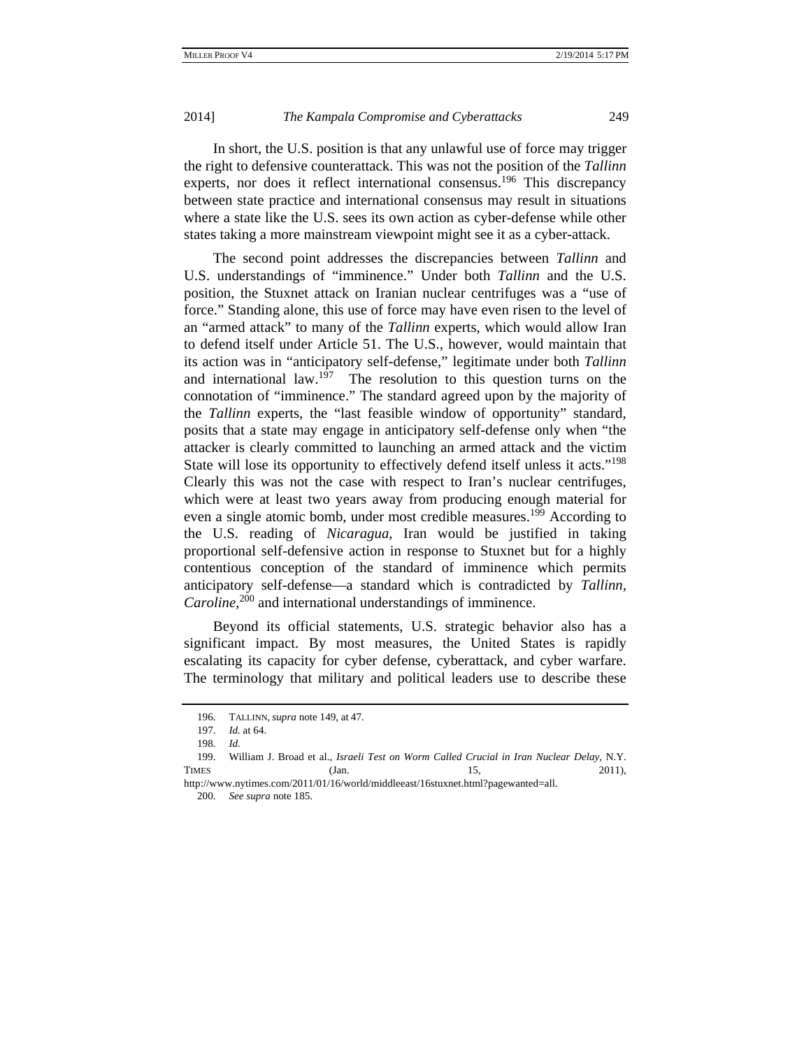In short, the U.S. position is that any unlawful use of force may trigger the right to defensive counterattack. This was not the position of the *Tallinn* experts, nor does it reflect international consensus.[196] This discrepancy between state practice and international consensus may result in situations where a state like the U.S. sees its own action as cyber-defense while other states taking a more mainstream viewpoint might see it as a cyber-attack.

The second point addresses the discrepancies between *Tallinn* and U.S. understandings of "imminence." Under both *Tallinn* and the U.S. position, the Stuxnet attack on Iranian nuclear centrifuges was a "use of force." Standing alone, this use of force may have even risen to the level of an "armed attack" to many of the *Tallinn* experts, which would allow Iran to defend itself under Article 51. The U.S., however, would maintain that its action was in "anticipatory self-defense," legitimate under both *Tallinn* and international law.[197] The resolution to this question turns on the connotation of "imminence." The standard agreed upon by the majority of the *Tallinn* experts, the "last feasible window of opportunity" standard, posits that a state may engage in anticipatory self-defense only when "the attacker is clearly committed to launching an armed attack and the victim State will lose its opportunity to effectively defend itself unless it acts."[198] Clearly this was not the case with respect to Iran's nuclear centrifuges, which were at least two years away from producing enough material for even a single atomic bomb, under most credible measures.[199] According to the U.S. reading of *Nicaragua*, Iran would be justified in taking proportional self-defensive action in response to Stuxnet but for a highly contentious conception of the standard of imminence which permits anticipatory self-defense—a standard which is contradicted by *Tallinn*, *Caroline*,[200] and international understandings of imminence.

Beyond its official statements, U.S. strategic behavior also has a significant impact. By most measures, the United States is rapidly escalating its capacity for cyber defense, cyberattack, and cyber warfare. The terminology that military and political leaders use to describe these

---

196. TALLINN, *supra* note 149, at 47.

197. *Id.* at 64.

198. *Id.*

199. William J. Broad et al., *Israeli Test on Worm Called Crucial in Iran Nuclear Delay*, N.Y. TIMES (Jan. 15, 2011), http://www.nytimes.com/2011/01/16/world/middleeast/16stuxnet.html?pagewanted=all.

200. *See supra* note 185.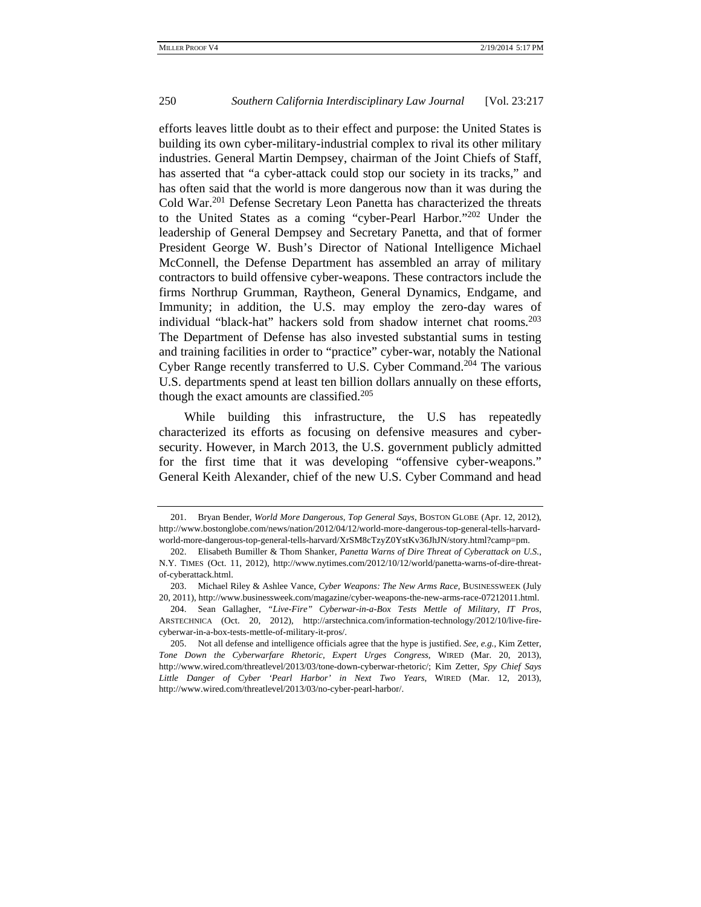efforts leaves little doubt as to their effect and purpose: the United States is building its own cyber-military-industrial complex to rival its other military industries. General Martin Dempsey, chairman of the Joint Chiefs of Staff, has asserted that "a cyber-attack could stop our society in its tracks," and has often said that the world is more dangerous now than it was during the Cold War.[201] Defense Secretary Leon Panetta has characterized the threats to the United States as a coming "cyber-Pearl Harbor."[202] Under the leadership of General Dempsey and Secretary Panetta, and that of former President George W. Bush's Director of National Intelligence Michael McConnell, the Defense Department has assembled an array of military contractors to build offensive cyber-weapons. These contractors include the firms Northrup Grumman, Raytheon, General Dynamics, Endgame, and Immunity; in addition, the U.S. may employ the zero-day wares of individual "black-hat" hackers sold from shadow internet chat rooms.[203] The Department of Defense has also invested substantial sums in testing and training facilities in order to "practice" cyber-war, notably the National Cyber Range recently transferred to U.S. Cyber Command.[204] The various U.S. departments spend at least ten billion dollars annually on these efforts, though the exact amounts are classified.[205]

While building this infrastructure, the U.S has repeatedly characterized its efforts as focusing on defensive measures and cyber-security. However, in March 2013, the U.S. government publicly admitted for the first time that it was developing "offensive cyber-weapons." General Keith Alexander, chief of the new U.S. Cyber Command and head

---

201. Bryan Bender, *World More Dangerous, Top General Says*, BOSTON GLOBE (Apr. 12, 2012), http://www.bostonglobe.com/news/nation/2012/04/12/world-more-dangerous-top-general-tells-harvard-world-more-dangerous-top-general-tells-harvard/XrSM8cTzyZ0YstKv36JhJN/story.html?camp=pm.

202. Elisabeth Bumiller & Thom Shanker, *Panetta Warns of Dire Threat of Cyberattack on U.S.*, N.Y. TIMES (Oct. 11, 2012), http://www.nytimes.com/2012/10/12/world/panetta-warns-of-dire-threat-of-cyberattack.html.

203. Michael Riley & Ashlee Vance, *Cyber Weapons: The New Arms Race*, BUSINESSWEEK (July 20, 2011), http://www.businessweek.com/magazine/cyber-weapons-the-new-arms-race-07212011.html.

204. Sean Gallagher, *"Live-Fire" Cyberwar-in-a-Box Tests Mettle of Military, IT Pros*, ARSTECHNICA (Oct. 20, 2012), http://arstechnica.com/information-technology/2012/10/live-fire-cyberwar-in-a-box-tests-mettle-of-military-it-pros/.

205. Not all defense and intelligence officials agree that the hype is justified. *See, e.g.*, Kim Zetter, *Tone Down the Cyberwarfare Rhetoric, Expert Urges Congress*, WIRED (Mar. 20, 2013), http://www.wired.com/threatlevel/2013/03/tone-down-cyberwar-rhetoric/; Kim Zetter, *Spy Chief Says Little Danger of Cyber 'Pearl Harbor' in Next Two Years*, WIRED (Mar. 12, 2013), http://www.wired.com/threatlevel/2013/03/no-cyber-pearl-harbor/.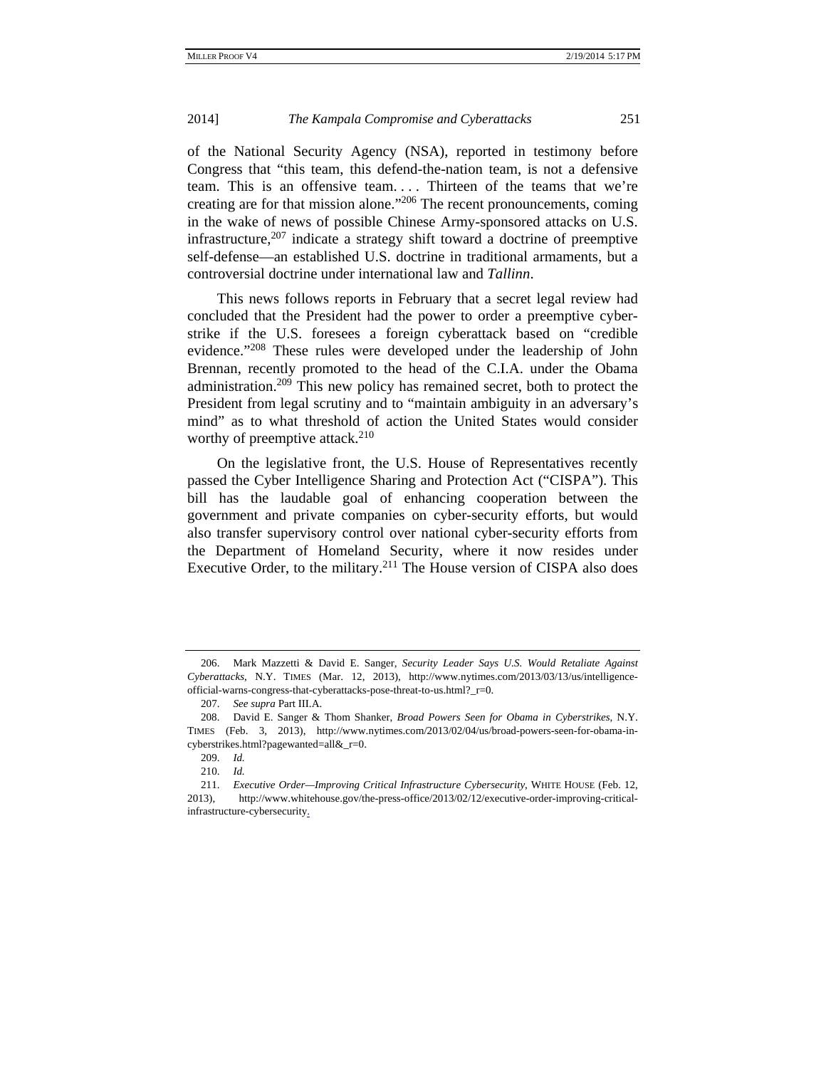of the National Security Agency (NSA), reported in testimony before Congress that "this team, this defend-the-nation team, is not a defensive team. This is an offensive team. . . . Thirteen of the teams that we're creating are for that mission alone."[206] The recent pronouncements, coming in the wake of news of possible Chinese Army-sponsored attacks on U.S. infrastructure,[207] indicate a strategy shift toward a doctrine of preemptive self-defense—an established U.S. doctrine in traditional armaments, but a controversial doctrine under international law and *Tallinn*.

This news follows reports in February that a secret legal review had concluded that the President had the power to order a preemptive cyber-strike if the U.S. foresees a foreign cyberattack based on "credible evidence."[208] These rules were developed under the leadership of John Brennan, recently promoted to the head of the C.I.A. under the Obama administration.[209] This new policy has remained secret, both to protect the President from legal scrutiny and to "maintain ambiguity in an adversary's mind" as to what threshold of action the United States would consider worthy of preemptive attack.[210]

On the legislative front, the U.S. House of Representatives recently passed the Cyber Intelligence Sharing and Protection Act ("CISPA"). This bill has the laudable goal of enhancing cooperation between the government and private companies on cyber-security efforts, but would also transfer supervisory control over national cyber-security efforts from the Department of Homeland Security, where it now resides under Executive Order, to the military.[211] The House version of CISPA also does

---

206. Mark Mazzetti & David E. Sanger, *Security Leader Says U.S. Would Retaliate Against Cyberattacks*, N.Y. TIMES (Mar. 12, 2013), http://www.nytimes.com/2013/03/13/us/intelligence-official-warns-congress-that-cyberattacks-pose-threat-to-us.html?_r=0.

207. *See supra* Part III.A.

208. David E. Sanger & Thom Shanker, *Broad Powers Seen for Obama in Cyberstrikes*, N.Y. TIMES (Feb. 3, 2013), http://www.nytimes.com/2013/02/04/us/broad-powers-seen-for-obama-in-cyberstrikes.html?pagewanted=all&_r=0.

209. *Id.*

210. *Id.*

211. *Executive Order—Improving Critical Infrastructure Cybersecurity*, WHITE HOUSE (Feb. 12, 2013), http://www.whitehouse.gov/the-press-office/2013/02/12/executive-order-improving-critical-infrastructure-cybersecurity.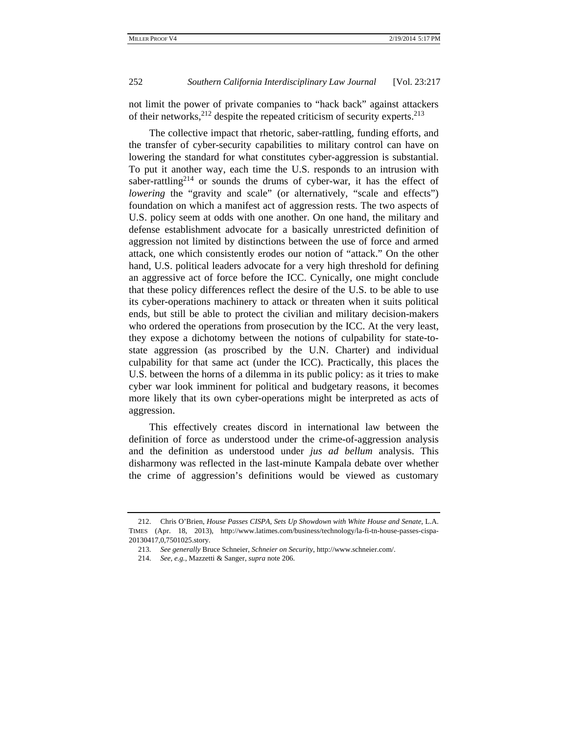not limit the power of private companies to "hack back" against attackers of their networks,[212] despite the repeated criticism of security experts.[213]

The collective impact that rhetoric, saber-rattling, funding efforts, and the transfer of cyber-security capabilities to military control can have on lowering the standard for what constitutes cyber-aggression is substantial. To put it another way, each time the U.S. responds to an intrusion with saber-rattling[214] or sounds the drums of cyber-war, it has the effect of *lowering* the "gravity and scale" (or alternatively, "scale and effects") foundation on which a manifest act of aggression rests. The two aspects of U.S. policy seem at odds with one another. On one hand, the military and defense establishment advocate for a basically unrestricted definition of aggression not limited by distinctions between the use of force and armed attack, one which consistently erodes our notion of "attack." On the other hand, U.S. political leaders advocate for a very high threshold for defining an aggressive act of force before the ICC. Cynically, one might conclude that these policy differences reflect the desire of the U.S. to be able to use its cyber-operations machinery to attack or threaten when it suits political ends, but still be able to protect the civilian and military decision-makers who ordered the operations from prosecution by the ICC. At the very least, they expose a dichotomy between the notions of culpability for state-to-state aggression (as proscribed by the U.N. Charter) and individual culpability for that same act (under the ICC). Practically, this places the U.S. between the horns of a dilemma in its public policy: as it tries to make cyber war look imminent for political and budgetary reasons, it becomes more likely that its own cyber-operations might be interpreted as acts of aggression.

This effectively creates discord in international law between the definition of force as understood under the crime-of-aggression analysis and the definition as understood under *jus ad bellum* analysis. This disharmony was reflected in the last-minute Kampala debate over whether the crime of aggression's definitions would be viewed as customary

---

212. Chris O'Brien, *House Passes CISPA, Sets Up Showdown with White House and Senate*, L.A. TIMES (Apr. 18, 2013), http://www.latimes.com/business/technology/la-fi-tn-house-passes-cispa-20130417,0,7501025.story.

213. *See generally* Bruce Schneier, *Schneier on Security*, http://www.schneier.com/.

214. *See, e.g.*, Mazzetti & Sanger, *supra* note 206.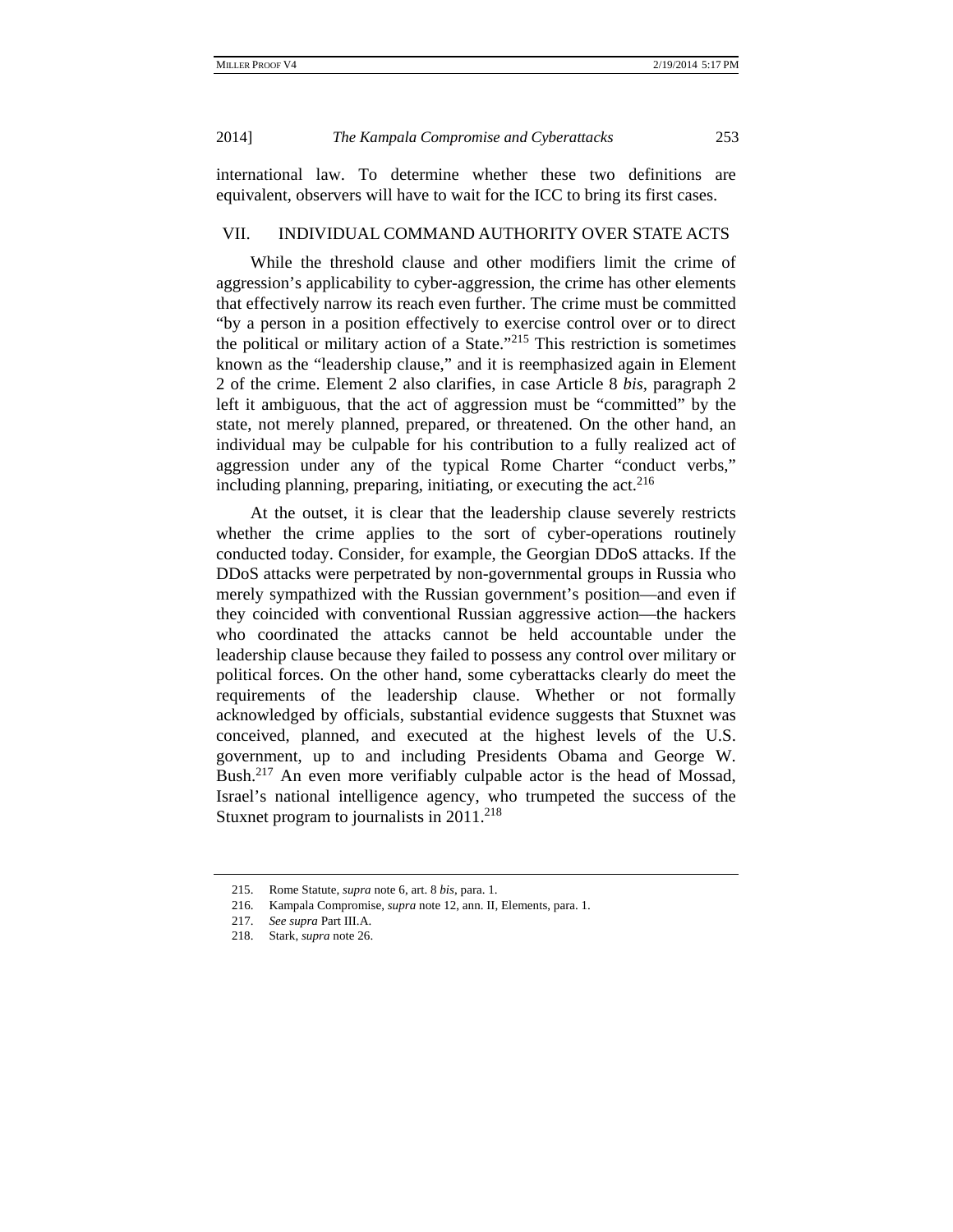international law. To determine whether these two definitions are equivalent, observers will have to wait for the ICC to bring its first cases.

## VII. INDIVIDUAL COMMAND AUTHORITY OVER STATE ACTS

While the threshold clause and other modifiers limit the crime of aggression's applicability to cyber-aggression, the crime has other elements that effectively narrow its reach even further. The crime must be committed "by a person in a position effectively to exercise control over or to direct the political or military action of a State."[215] This restriction is sometimes known as the "leadership clause," and it is reemphasized again in Element 2 of the crime. Element 2 also clarifies, in case Article 8 *bis*, paragraph 2 left it ambiguous, that the act of aggression must be "committed" by the state, not merely planned, prepared, or threatened. On the other hand, an individual may be culpable for his contribution to a fully realized act of aggression under any of the typical Rome Charter "conduct verbs," including planning, preparing, initiating, or executing the act.[216]

At the outset, it is clear that the leadership clause severely restricts whether the crime applies to the sort of cyber-operations routinely conducted today. Consider, for example, the Georgian DDoS attacks. If the DDoS attacks were perpetrated by non-governmental groups in Russia who merely sympathized with the Russian government's position—and even if they coincided with conventional Russian aggressive action—the hackers who coordinated the attacks cannot be held accountable under the leadership clause because they failed to possess any control over military or political forces. On the other hand, some cyberattacks clearly do meet the requirements of the leadership clause. Whether or not formally acknowledged by officials, substantial evidence suggests that Stuxnet was conceived, planned, and executed at the highest levels of the U.S. government, up to and including Presidents Obama and George W. Bush.[217] An even more verifiably culpable actor is the head of Mossad, Israel's national intelligence agency, who trumpeted the success of the Stuxnet program to journalists in 2011.[218]

---

215. Rome Statute, *supra* note 6, art. 8 *bis*, para. 1.

216. Kampala Compromise, *supra* note 12, ann. II, Elements, para. 1.

217. *See supra* Part III.A.

218. Stark, *supra* note 26.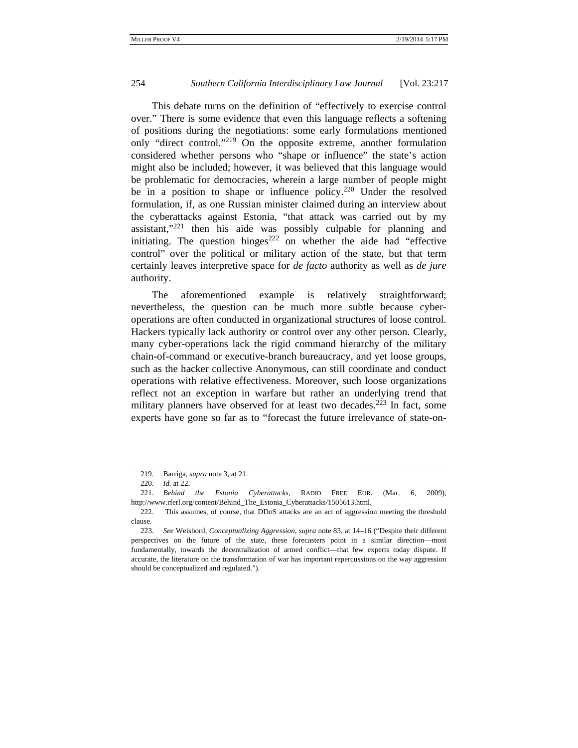This debate turns on the definition of "effectively to exercise control over." There is some evidence that even this language reflects a softening of positions during the negotiations: some early formulations mentioned only "direct control."[219] On the opposite extreme, another formulation considered whether persons who "shape or influence" the state's action might also be included; however, it was believed that this language would be problematic for democracies, wherein a large number of people might be in a position to shape or influence policy.[220] Under the resolved formulation, if, as one Russian minister claimed during an interview about the cyberattacks against Estonia, "that attack was carried out by my assistant,"[221] then his aide was possibly culpable for planning and initiating. The question hinges[222] on whether the aide had "effective control" over the political or military action of the state, but that term certainly leaves interpretive space for *de facto* authority as well as *de jure* authority.

The aforementioned example is relatively straightforward; nevertheless, the question can be much more subtle because cyber-operations are often conducted in organizational structures of loose control. Hackers typically lack authority or control over any other person. Clearly, many cyber-operations lack the rigid command hierarchy of the military chain-of-command or executive-branch bureaucracy, and yet loose groups, such as the hacker collective Anonymous, can still coordinate and conduct operations with relative effectiveness. Moreover, such loose organizations reflect not an exception in warfare but rather an underlying trend that military planners have observed for at least two decades.[223] In fact, some experts have gone so far as to "forecast the future irrelevance of state-on-

---

219. Barriga, *supra* note 3, at 21.

220. *Id.* at 22.

221. *Behind the Estonia Cyberattacks*, RADIO FREE EUR. (Mar. 6, 2009), http://www.rferl.org/content/Behind_The_Estonia_Cyberattacks/1505613.html.

222. This assumes, of course, that DDoS attacks are an act of aggression meeting the threshold clause.

223. *See* Weisbord, *Conceptualizing Aggression*, *supra* note 83, at 14–16 ("Despite their different perspectives on the future of the state, these forecasters point in a similar direction—most fundamentally, towards the decentralization of armed conflict—that few experts today dispute. If accurate, the literature on the transformation of war has important repercussions on the way aggression should be conceptualized and regulated.").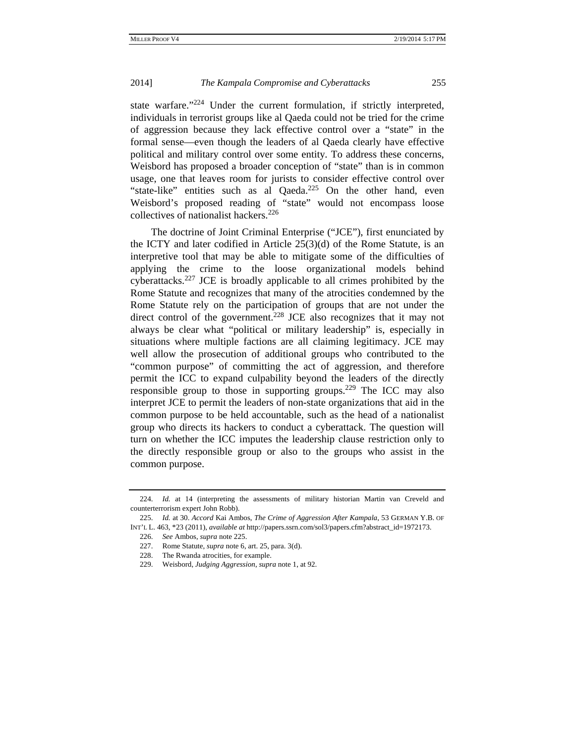state warfare."[224] Under the current formulation, if strictly interpreted, individuals in terrorist groups like al Qaeda could not be tried for the crime of aggression because they lack effective control over a "state" in the formal sense—even though the leaders of al Qaeda clearly have effective political and military control over some entity. To address these concerns, Weisbord has proposed a broader conception of "state" than is in common usage, one that leaves room for jurists to consider effective control over "state-like" entities such as al Qaeda.[225] On the other hand, even Weisbord's proposed reading of "state" would not encompass loose collectives of nationalist hackers.[226]

The doctrine of Joint Criminal Enterprise ("JCE"), first enunciated by the ICTY and later codified in Article 25(3)(d) of the Rome Statute, is an interpretive tool that may be able to mitigate some of the difficulties of applying the crime to the loose organizational models behind cyberattacks.[227] JCE is broadly applicable to all crimes prohibited by the Rome Statute and recognizes that many of the atrocities condemned by the Rome Statute rely on the participation of groups that are not under the direct control of the government.[228] JCE also recognizes that it may not always be clear what "political or military leadership" is, especially in situations where multiple factions are all claiming legitimacy. JCE may well allow the prosecution of additional groups who contributed to the "common purpose" of committing the act of aggression, and therefore permit the ICC to expand culpability beyond the leaders of the directly responsible group to those in supporting groups.[229] The ICC may also interpret JCE to permit the leaders of non-state organizations that aid in the common purpose to be held accountable, such as the head of a nationalist group who directs its hackers to conduct a cyberattack. The question will turn on whether the ICC imputes the leadership clause restriction only to the directly responsible group or also to the groups who assist in the common purpose.

---

224. *Id.* at 14 (interpreting the assessments of military historian Martin van Creveld and counterterrorism expert John Robb).

225. *Id.* at 30. *Accord* Kai Ambos, *The Crime of Aggression After Kampala*, 53 GERMAN Y.B. OF INT'L L. 463, *23 (2011), *available at* http://papers.ssrn.com/sol3/papers.cfm?abstract_id=1972173.

226. *See* Ambos, *supra* note 225.

227. Rome Statute, *supra* note 6, art. 25, para. 3(d).

228. The Rwanda atrocities, for example.

229. Weisbord, *Judging Aggression*, *supra* note 1, at 92.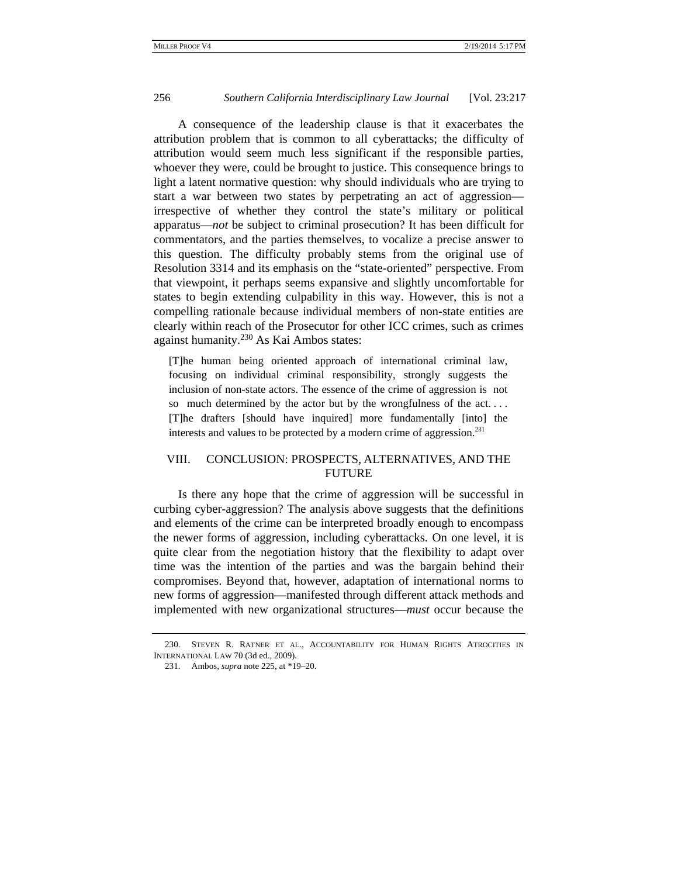A consequence of the leadership clause is that it exacerbates the attribution problem that is common to all cyberattacks; the difficulty of attribution would seem much less significant if the responsible parties, whoever they were, could be brought to justice. This consequence brings to light a latent normative question: why should individuals who are trying to start a war between two states by perpetrating an act of aggression—irrespective of whether they control the state's military or political apparatus—*not* be subject to criminal prosecution? It has been difficult for commentators, and the parties themselves, to vocalize a precise answer to this question. The difficulty probably stems from the original use of Resolution 3314 and its emphasis on the "state-oriented" perspective. From that viewpoint, it perhaps seems expansive and slightly uncomfortable for states to begin extending culpability in this way. However, this is not a compelling rationale because individual members of non-state entities are clearly within reach of the Prosecutor for other ICC crimes, such as crimes against humanity.[230] As Kai Ambos states:

> [T]he human being oriented approach of international criminal law, focusing on individual criminal responsibility, strongly suggests the inclusion of non-state actors. The essence of the crime of aggression is not so much determined by the actor but by the wrongfulness of the act. . . . [T]he drafters [should have inquired] more fundamentally [into] the interests and values to be protected by a modern crime of aggression.[231]

## VIII. CONCLUSION: PROSPECTS, ALTERNATIVES, AND THE FUTURE

Is there any hope that the crime of aggression will be successful in curbing cyber-aggression? The analysis above suggests that the definitions and elements of the crime can be interpreted broadly enough to encompass the newer forms of aggression, including cyberattacks. On one level, it is quite clear from the negotiation history that the flexibility to adapt over time was the intention of the parties and was the bargain behind their compromises. Beyond that, however, adaptation of international norms to new forms of aggression—manifested through different attack methods and implemented with new organizational structures—*must* occur because the

---

230. STEVEN R. RATNER ET AL., ACCOUNTABILITY FOR HUMAN RIGHTS ATROCITIES IN INTERNATIONAL LAW 70 (3d ed., 2009).

231. Ambos, *supra* note 225, at *19–20.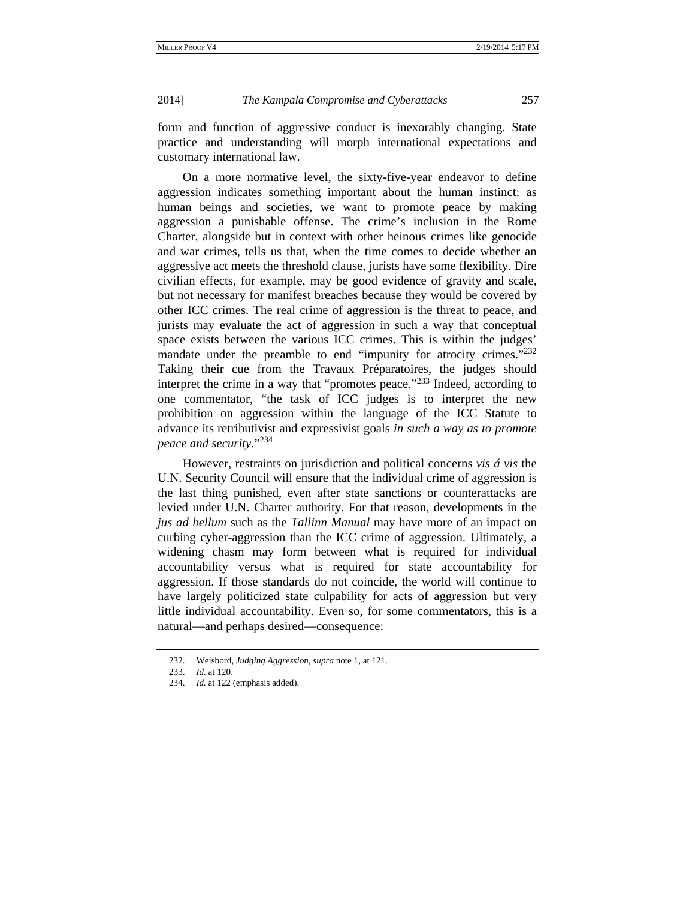form and function of aggressive conduct is inexorably changing. State practice and understanding will morph international expectations and customary international law.

On a more normative level, the sixty-five-year endeavor to define aggression indicates something important about the human instinct: as human beings and societies, we want to promote peace by making aggression a punishable offense. The crime's inclusion in the Rome Charter, alongside but in context with other heinous crimes like genocide and war crimes, tells us that, when the time comes to decide whether an aggressive act meets the threshold clause, jurists have some flexibility. Dire civilian effects, for example, may be good evidence of gravity and scale, but not necessary for manifest breaches because they would be covered by other ICC crimes. The real crime of aggression is the threat to peace, and jurists may evaluate the act of aggression in such a way that conceptual space exists between the various ICC crimes. This is within the judges' mandate under the preamble to end "impunity for atrocity crimes."[232] Taking their cue from the Travaux Préparatoires, the judges should interpret the crime in a way that "promotes peace."[233] Indeed, according to one commentator, "the task of ICC judges is to interpret the new prohibition on aggression within the language of the ICC Statute to advance its retributivist and expressivist goals *in such a way as to promote peace and security*."[234]

However, restraints on jurisdiction and political concerns *vis á vis* the U.N. Security Council will ensure that the individual crime of aggression is the last thing punished, even after state sanctions or counterattacks are levied under U.N. Charter authority. For that reason, developments in the *jus ad bellum* such as the *Tallinn Manual* may have more of an impact on curbing cyber-aggression than the ICC crime of aggression. Ultimately, a widening chasm may form between what is required for individual accountability versus what is required for state accountability for aggression. If those standards do not coincide, the world will continue to have largely politicized state culpability for acts of aggression but very little individual accountability. Even so, for some commentators, this is a natural—and perhaps desired—consequence:

---

232. Weisbord, *Judging Aggression*, *supra* note 1, at 121.

233. *Id.* at 120.

234. *Id.* at 122 (emphasis added).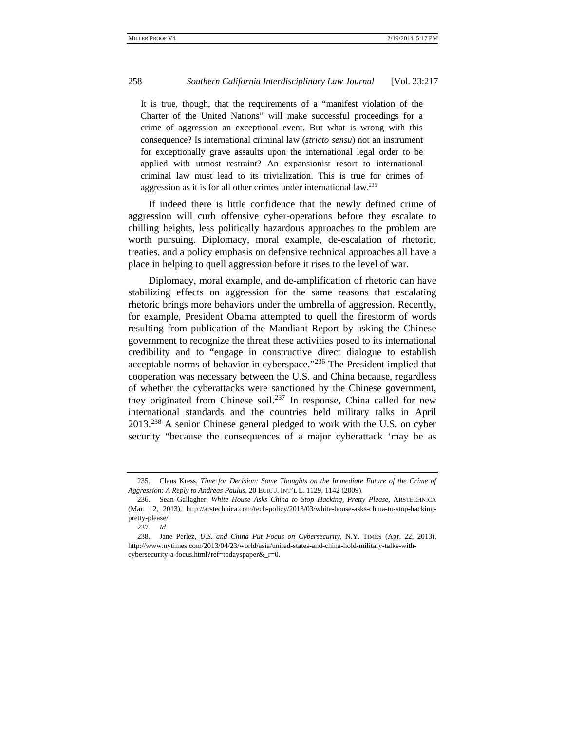> It is true, though, that the requirements of a "manifest violation of the Charter of the United Nations" will make successful proceedings for a crime of aggression an exceptional event. But what is wrong with this consequence? Is international criminal law (*stricto sensu*) not an instrument for exceptionally grave assaults upon the international legal order to be applied with utmost restraint? An expansionist resort to international criminal law must lead to its trivialization. This is true for crimes of aggression as it is for all other crimes under international law.[235]

If indeed there is little confidence that the newly defined crime of aggression will curb offensive cyber-operations before they escalate to chilling heights, less politically hazardous approaches to the problem are worth pursuing. Diplomacy, moral example, de-escalation of rhetoric, treaties, and a policy emphasis on defensive technical approaches all have a place in helping to quell aggression before it rises to the level of war.

Diplomacy, moral example, and de-amplification of rhetoric can have stabilizing effects on aggression for the same reasons that escalating rhetoric brings more behaviors under the umbrella of aggression. Recently, for example, President Obama attempted to quell the firestorm of words resulting from publication of the Mandiant Report by asking the Chinese government to recognize the threat these activities posed to its international credibility and to "engage in constructive direct dialogue to establish acceptable norms of behavior in cyberspace."[236] The President implied that cooperation was necessary between the U.S. and China because, regardless of whether the cyberattacks were sanctioned by the Chinese government, they originated from Chinese soil.[237] In response, China called for new international standards and the countries held military talks in April 2013.[238] A senior Chinese general pledged to work with the U.S. on cyber security "because the consequences of a major cyberattack 'may be as

---

235. Claus Kress, *Time for Decision: Some Thoughts on the Immediate Future of the Crime of Aggression: A Reply to Andreas Paulus*, 20 EUR. J. INT'L L. 1129, 1142 (2009).

236. Sean Gallagher, *White House Asks China to Stop Hacking, Pretty Please*, ARSTECHNICA (Mar. 12, 2013), http://arstechnica.com/tech-policy/2013/03/white-house-asks-china-to-stop-hacking-pretty-please/.

237. *Id.*

238. Jane Perlez, *U.S. and China Put Focus on Cybersecurity*, N.Y. TIMES (Apr. 22, 2013), http://www.nytimes.com/2013/04/23/world/asia/united-states-and-china-hold-military-talks-with-cybersecurity-a-focus.html?ref=todayspaper&_r=0.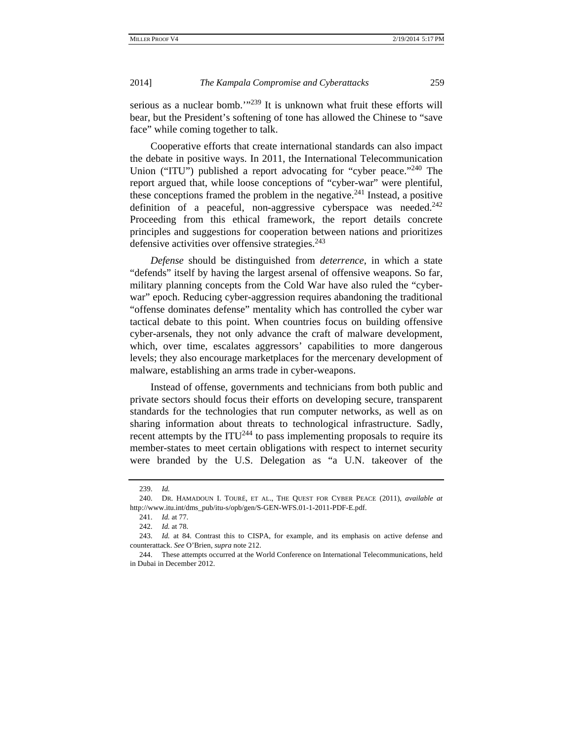serious as a nuclear bomb.'"[239] It is unknown what fruit these efforts will bear, but the President's softening of tone has allowed the Chinese to "save face" while coming together to talk.

Cooperative efforts that create international standards can also impact the debate in positive ways. In 2011, the International Telecommunication Union ("ITU") published a report advocating for "cyber peace."[240] The report argued that, while loose conceptions of "cyber-war" were plentiful, these conceptions framed the problem in the negative.[241] Instead, a positive definition of a peaceful, non-aggressive cyberspace was needed.[242] Proceeding from this ethical framework, the report details concrete principles and suggestions for cooperation between nations and prioritizes defensive activities over offensive strategies.[243]

*Defense* should be distinguished from *deterrence*, in which a state "defends" itself by having the largest arsenal of offensive weapons. So far, military planning concepts from the Cold War have also ruled the "cyber-war" epoch. Reducing cyber-aggression requires abandoning the traditional "offense dominates defense" mentality which has controlled the cyber war tactical debate to this point. When countries focus on building offensive cyber-arsenals, they not only advance the craft of malware development, which, over time, escalates aggressors' capabilities to more dangerous levels; they also encourage marketplaces for the mercenary development of malware, establishing an arms trade in cyber-weapons.

Instead of offense, governments and technicians from both public and private sectors should focus their efforts on developing secure, transparent standards for the technologies that run computer networks, as well as on sharing information about threats to technological infrastructure. Sadly, recent attempts by the ITU[244] to pass implementing proposals to require its member-states to meet certain obligations with respect to internet security were branded by the U.S. Delegation as "a U.N. takeover of the

---

239. *Id.*

240. DR. HAMADOUN I. TOURÉ, ET AL., THE QUEST FOR CYBER PEACE (2011), *available at* http://www.itu.int/dms_pub/itu-s/opb/gen/S-GEN-WFS.01-1-2011-PDF-E.pdf.

241. *Id.* at 77.

242. *Id.* at 78.

243. *Id.* at 84. Contrast this to CISPA, for example, and its emphasis on active defense and counterattack. *See* O'Brien, *supra* note 212.

244. These attempts occurred at the World Conference on International Telecommunications, held in Dubai in December 2012.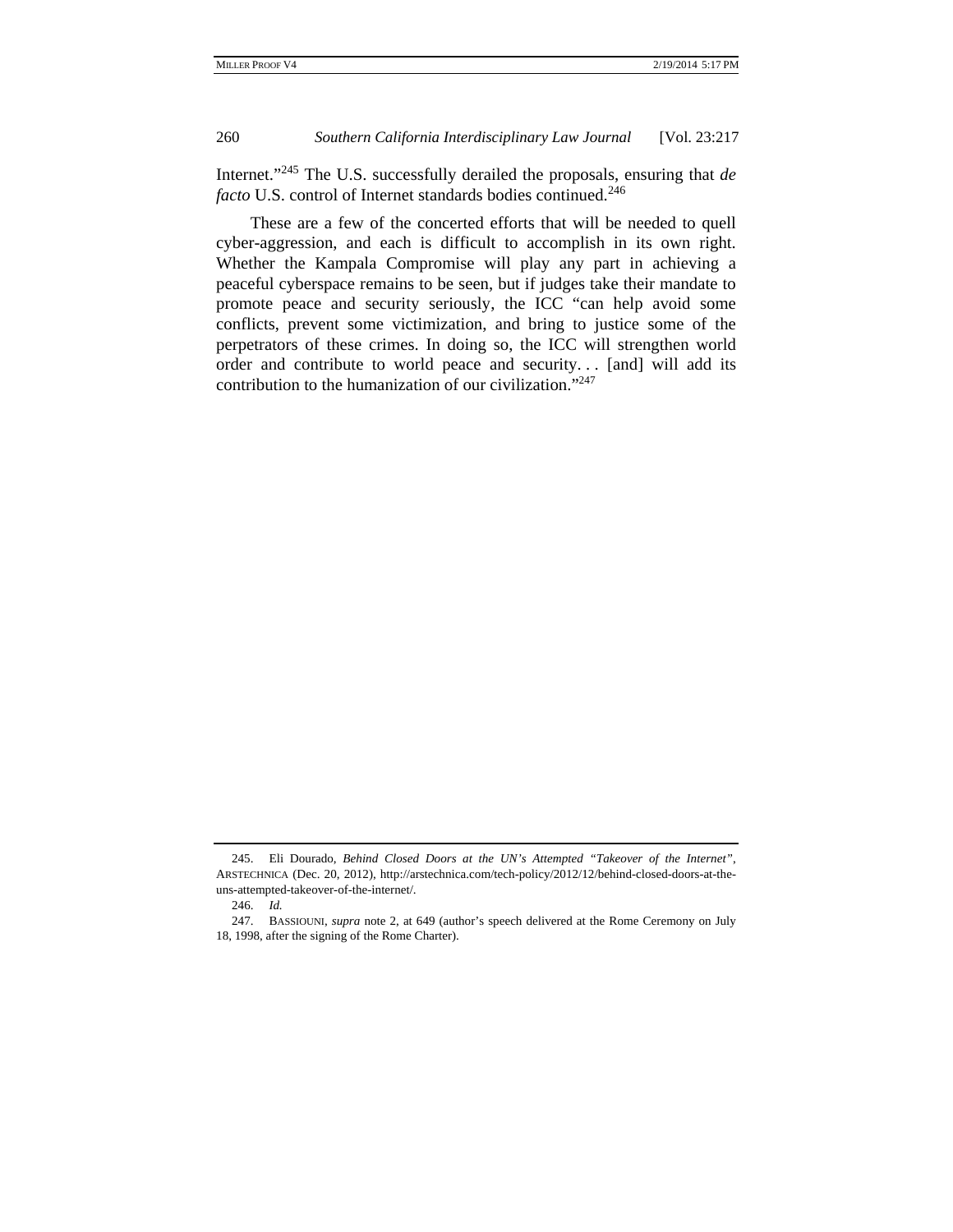Internet."[245] The U.S. successfully derailed the proposals, ensuring that *de facto* U.S. control of Internet standards bodies continued.[246]

These are a few of the concerted efforts that will be needed to quell cyber-aggression, and each is difficult to accomplish in its own right. Whether the Kampala Compromise will play any part in achieving a peaceful cyberspace remains to be seen, but if judges take their mandate to promote peace and security seriously, the ICC "can help avoid some conflicts, prevent some victimization, and bring to justice some of the perpetrators of these crimes. In doing so, the ICC will strengthen world order and contribute to world peace and security. . . [and] will add its contribution to the humanization of our civilization."[247]

---

245. Eli Dourado, *Behind Closed Doors at the UN's Attempted "Takeover of the Internet"*, ARSTECHNICA (Dec. 20, 2012), http://arstechnica.com/tech-policy/2012/12/behind-closed-doors-at-the-uns-attempted-takeover-of-the-internet/.

246. *Id.*

247. BASSIOUNI, *supra* note 2, at 649 (author's speech delivered at the Rome Ceremony on July 18, 1998, after the signing of the Rome Charter).